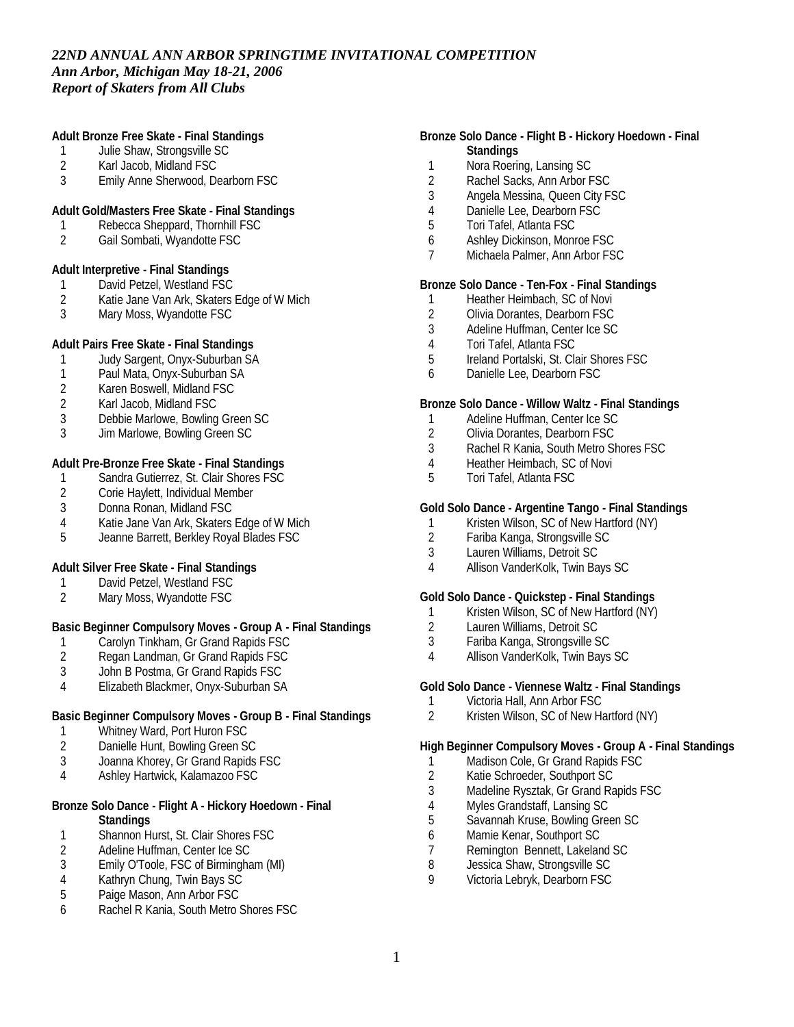*22ND ANNUAL ANN ARBOR SPRINGTIME INVITATIONAL COMPETITION*
*Ann Arbor, Michigan May 18-21, 2006*
*Report of Skaters from All Clubs*

**Adult Bronze Free Skate - Final Standings**

1 Julie Shaw, Strongsville SC
2 Karl Jacob, Midland FSC
3 Emily Anne Sherwood, Dearborn FSC

**Adult Gold/Masters Free Skate - Final Standings**

1 Rebecca Sheppard, Thornhill FSC
2 Gail Sombati, Wyandotte FSC

**Adult Interpretive - Final Standings**

1 David Petzel, Westland FSC
2 Katie Jane Van Ark, Skaters Edge of W Mich
3 Mary Moss, Wyandotte FSC

**Adult Pairs Free Skate - Final Standings**

1 Judy Sargent, Onyx-Suburban SA
1 Paul Mata, Onyx-Suburban SA
2 Karen Boswell, Midland FSC
2 Karl Jacob, Midland FSC
3 Debbie Marlowe, Bowling Green SC
3 Jim Marlowe, Bowling Green SC

**Adult Pre-Bronze Free Skate - Final Standings**

1 Sandra Gutierrez, St. Clair Shores FSC
2 Corie Haylett, Individual Member
3 Donna Ronan, Midland FSC
4 Katie Jane Van Ark, Skaters Edge of W Mich
5 Jeanne Barrett, Berkley Royal Blades FSC

**Adult Silver Free Skate - Final Standings**

1 David Petzel, Westland FSC
2 Mary Moss, Wyandotte FSC

**Basic Beginner Compulsory Moves - Group A - Final Standings**

1 Carolyn Tinkham, Gr Grand Rapids FSC
2 Regan Landman, Gr Grand Rapids FSC
3 John B Postma, Gr Grand Rapids FSC
4 Elizabeth Blackmer, Onyx-Suburban SA

**Basic Beginner Compulsory Moves - Group B - Final Standings**

1 Whitney Ward, Port Huron FSC
2 Danielle Hunt, Bowling Green SC
3 Joanna Khorey, Gr Grand Rapids FSC
4 Ashley Hartwick, Kalamazoo FSC

**Bronze Solo Dance - Flight A - Hickory Hoedown - Final Standings**

1 Shannon Hurst, St. Clair Shores FSC
2 Adeline Huffman, Center Ice SC
3 Emily O'Toole, FSC of Birmingham (MI)
4 Kathryn Chung, Twin Bays SC
5 Paige Mason, Ann Arbor FSC
6 Rachel R Kania, South Metro Shores FSC

**Bronze Solo Dance - Flight B - Hickory Hoedown - Final Standings**

1 Nora Roering, Lansing SC
2 Rachel Sacks, Ann Arbor FSC
3 Angela Messina, Queen City FSC
4 Danielle Lee, Dearborn FSC
5 Tori Tafel, Atlanta FSC
6 Ashley Dickinson, Monroe FSC
7 Michaela Palmer, Ann Arbor FSC

**Bronze Solo Dance - Ten-Fox - Final Standings**

1 Heather Heimbach, SC of Novi
2 Olivia Dorantes, Dearborn FSC
3 Adeline Huffman, Center Ice SC
4 Tori Tafel, Atlanta FSC
5 Ireland Portalski, St. Clair Shores FSC
6 Danielle Lee, Dearborn FSC

**Bronze Solo Dance - Willow Waltz - Final Standings**

1 Adeline Huffman, Center Ice SC
2 Olivia Dorantes, Dearborn FSC
3 Rachel R Kania, South Metro Shores FSC
4 Heather Heimbach, SC of Novi
5 Tori Tafel, Atlanta FSC

**Gold Solo Dance - Argentine Tango - Final Standings**

1 Kristen Wilson, SC of New Hartford (NY)
2 Fariba Kanga, Strongsville SC
3 Lauren Williams, Detroit SC
4 Allison VanderKolk, Twin Bays SC

**Gold Solo Dance - Quickstep - Final Standings**

1 Kristen Wilson, SC of New Hartford (NY)
2 Lauren Williams, Detroit SC
3 Fariba Kanga, Strongsville SC
4 Allison VanderKolk, Twin Bays SC

**Gold Solo Dance - Viennese Waltz - Final Standings**

1 Victoria Hall, Ann Arbor FSC
2 Kristen Wilson, SC of New Hartford (NY)

**High Beginner Compulsory Moves - Group A - Final Standings**

1 Madison Cole, Gr Grand Rapids FSC
2 Katie Schroeder, Southport SC
3 Madeline Rysztak, Gr Grand Rapids FSC
4 Myles Grandstaff, Lansing SC
5 Savannah Kruse, Bowling Green SC
6 Mamie Kenar, Southport SC
7 Remington Bennett, Lakeland SC
8 Jessica Shaw, Strongsville SC
9 Victoria Lebryk, Dearborn FSC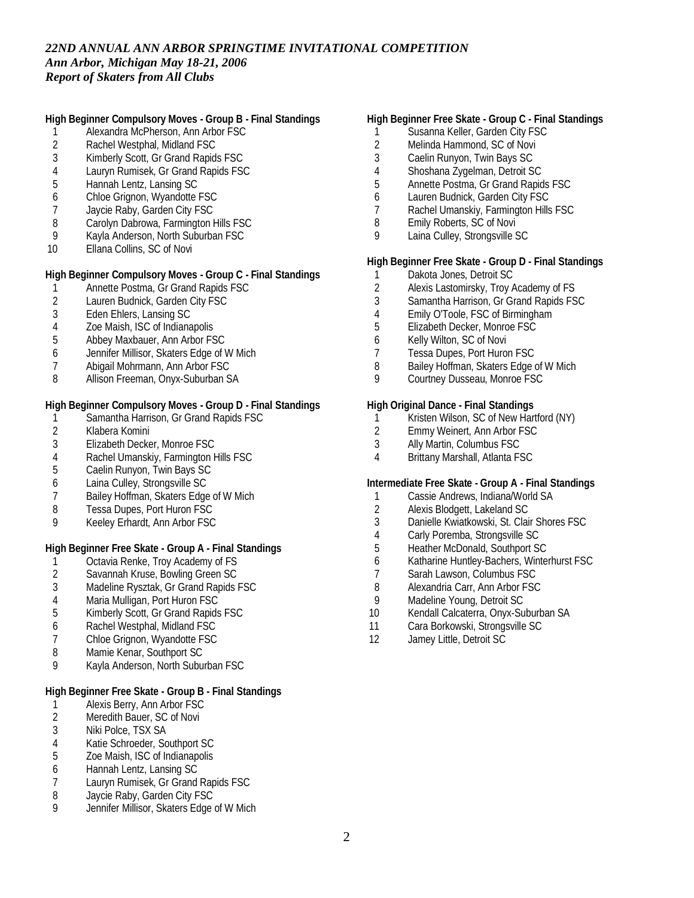*22ND ANNUAL ANN ARBOR SPRINGTIME INVITATIONAL COMPETITION*
*Ann Arbor, Michigan May 18-21, 2006*
*Report of Skaters from All Clubs*

**High Beginner Compulsory Moves - Group B - Final Standings**

1. Alexandra McPherson, Ann Arbor FSC
2. Rachel Westphal, Midland FSC
3. Kimberly Scott, Gr Grand Rapids FSC
4. Lauryn Rumisek, Gr Grand Rapids FSC
5. Hannah Lentz, Lansing SC
6. Chloe Grignon, Wyandotte FSC
7. Jaycie Raby, Garden City FSC
8. Carolyn Dabrowa, Farmington Hills FSC
9. Kayla Anderson, North Suburban FSC
10. Ellana Collins, SC of Novi

**High Beginner Compulsory Moves - Group C - Final Standings**

1. Annette Postma, Gr Grand Rapids FSC
2. Lauren Budnick, Garden City FSC
3. Eden Ehlers, Lansing SC
4. Zoe Maish, ISC of Indianapolis
5. Abbey Maxbauer, Ann Arbor FSC
6. Jennifer Millisor, Skaters Edge of W Mich
7. Abigail Mohrmann, Ann Arbor FSC
8. Allison Freeman, Onyx-Suburban SA

**High Beginner Compulsory Moves - Group D - Final Standings**

1. Samantha Harrison, Gr Grand Rapids FSC
2. Klabera Komini
3. Elizabeth Decker, Monroe FSC
4. Rachel Umanskiy, Farmington Hills FSC
5. Caelin Runyon, Twin Bays SC
6. Laina Culley, Strongsville SC
7. Bailey Hoffman, Skaters Edge of W Mich
8. Tessa Dupes, Port Huron FSC
9. Keeley Erhardt, Ann Arbor FSC

**High Beginner Free Skate - Group A - Final Standings**

1. Octavia Renke, Troy Academy of FS
2. Savannah Kruse, Bowling Green SC
3. Madeline Rysztak, Gr Grand Rapids FSC
4. Maria Mulligan, Port Huron FSC
5. Kimberly Scott, Gr Grand Rapids FSC
6. Rachel Westphal, Midland FSC
7. Chloe Grignon, Wyandotte FSC
8. Mamie Kenar, Southport SC
9. Kayla Anderson, North Suburban FSC

**High Beginner Free Skate - Group B - Final Standings**

1. Alexis Berry, Ann Arbor FSC
2. Meredith Bauer, SC of Novi
3. Niki Polce, TSX SA
4. Katie Schroeder, Southport SC
5. Zoe Maish, ISC of Indianapolis
6. Hannah Lentz, Lansing SC
7. Lauryn Rumisek, Gr Grand Rapids FSC
8. Jaycie Raby, Garden City FSC
9. Jennifer Millisor, Skaters Edge of W Mich

**High Beginner Free Skate - Group C - Final Standings**

1. Susanna Keller, Garden City FSC
2. Melinda Hammond, SC of Novi
3. Caelin Runyon, Twin Bays SC
4. Shoshana Zygelman, Detroit SC
5. Annette Postma, Gr Grand Rapids FSC
6. Lauren Budnick, Garden City FSC
7. Rachel Umanskiy, Farmington Hills FSC
8. Emily Roberts, SC of Novi
9. Laina Culley, Strongsville SC

**High Beginner Free Skate - Group D - Final Standings**

1. Dakota Jones, Detroit SC
2. Alexis Lastomirsky, Troy Academy of FS
3. Samantha Harrison, Gr Grand Rapids FSC
4. Emily O'Toole, FSC of Birmingham
5. Elizabeth Decker, Monroe FSC
6. Kelly Wilton, SC of Novi
7. Tessa Dupes, Port Huron FSC
8. Bailey Hoffman, Skaters Edge of W Mich
9. Courtney Dusseau, Monroe FSC

**High Original Dance - Final Standings**

1. Kristen Wilson, SC of New Hartford (NY)
2. Emmy Weinert, Ann Arbor FSC
3. Ally Martin, Columbus FSC
4. Brittany Marshall, Atlanta FSC

**Intermediate Free Skate - Group A - Final Standings**

1. Cassie Andrews, Indiana/World SA
2. Alexis Blodgett, Lakeland SC
3. Danielle Kwiatkowski, St. Clair Shores FSC
4. Carly Poremba, Strongsville SC
5. Heather McDonald, Southport SC
6. Katharine Huntley-Bachers, Winterhurst FSC
7. Sarah Lawson, Columbus FSC
8. Alexandria Carr, Ann Arbor FSC
9. Madeline Young, Detroit SC
10. Kendall Calcaterra, Onyx-Suburban SA
11. Cara Borkowski, Strongsville SC
12. Jamey Little, Detroit SC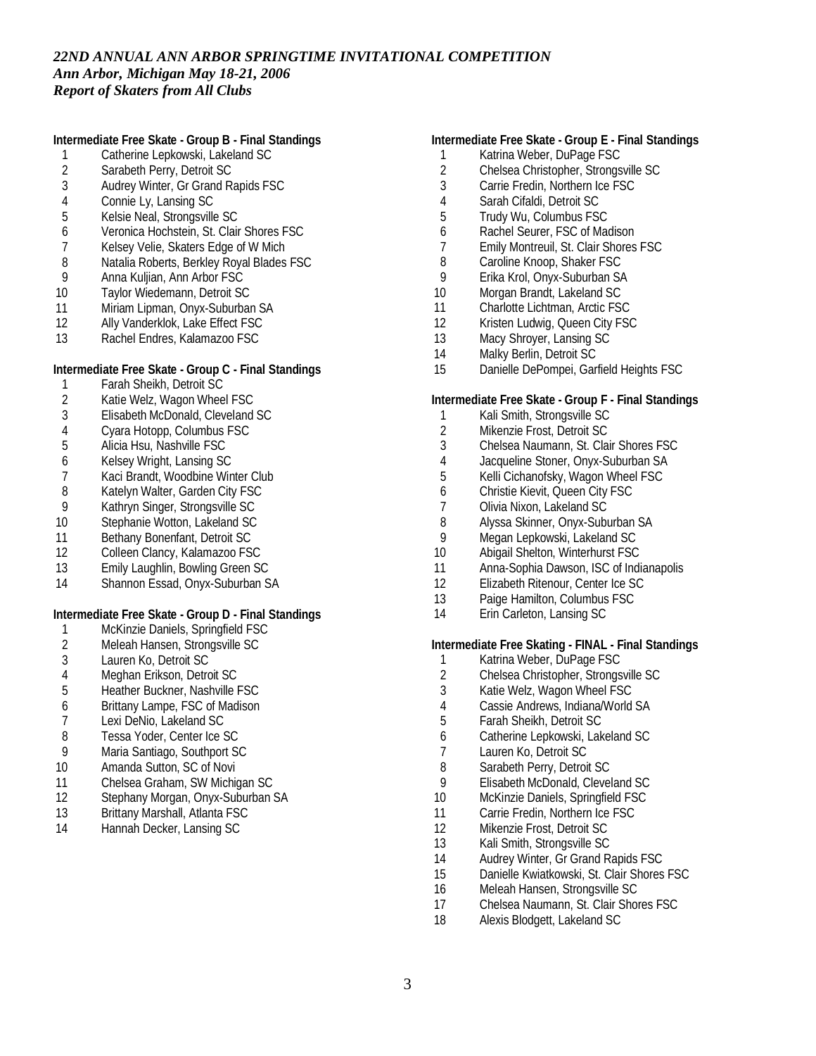*22ND ANNUAL ANN ARBOR SPRINGTIME INVITATIONAL COMPETITION*
*Ann Arbor, Michigan May 18-21, 2006*
*Report of Skaters from All Clubs*

**Intermediate Free Skate - Group B - Final Standings**

1 Catherine Lepkowski, Lakeland SC
2 Sarabeth Perry, Detroit SC
3 Audrey Winter, Gr Grand Rapids FSC
4 Connie Ly, Lansing SC
5 Kelsie Neal, Strongsville SC
6 Veronica Hochstein, St. Clair Shores FSC
7 Kelsey Velie, Skaters Edge of W Mich
8 Natalia Roberts, Berkley Royal Blades FSC
9 Anna Kuljian, Ann Arbor FSC
10 Taylor Wiedemann, Detroit SC
11 Miriam Lipman, Onyx-Suburban SA
12 Ally Vanderklok, Lake Effect FSC
13 Rachel Endres, Kalamazoo FSC

**Intermediate Free Skate - Group C - Final Standings**

1 Farah Sheikh, Detroit SC
2 Katie Welz, Wagon Wheel FSC
3 Elisabeth McDonald, Cleveland SC
4 Cyara Hotopp, Columbus FSC
5 Alicia Hsu, Nashville FSC
6 Kelsey Wright, Lansing SC
7 Kaci Brandt, Woodbine Winter Club
8 Katelyn Walter, Garden City FSC
9 Kathryn Singer, Strongsville SC
10 Stephanie Wotton, Lakeland SC
11 Bethany Bonenfant, Detroit SC
12 Colleen Clancy, Kalamazoo FSC
13 Emily Laughlin, Bowling Green SC
14 Shannon Essad, Onyx-Suburban SA

**Intermediate Free Skate - Group D - Final Standings**

1 McKinzie Daniels, Springfield FSC
2 Meleah Hansen, Strongsville SC
3 Lauren Ko, Detroit SC
4 Meghan Erikson, Detroit SC
5 Heather Buckner, Nashville FSC
6 Brittany Lampe, FSC of Madison
7 Lexi DeNio, Lakeland SC
8 Tessa Yoder, Center Ice SC
9 Maria Santiago, Southport SC
10 Amanda Sutton, SC of Novi
11 Chelsea Graham, SW Michigan SC
12 Stephany Morgan, Onyx-Suburban SA
13 Brittany Marshall, Atlanta FSC
14 Hannah Decker, Lansing SC

**Intermediate Free Skate - Group E - Final Standings**

1 Katrina Weber, DuPage FSC
2 Chelsea Christopher, Strongsville SC
3 Carrie Fredin, Northern Ice FSC
4 Sarah Cifaldi, Detroit SC
5 Trudy Wu, Columbus FSC
6 Rachel Seurer, FSC of Madison
7 Emily Montreuil, St. Clair Shores FSC
8 Caroline Knoop, Shaker FSC
9 Erika Krol, Onyx-Suburban SA
10 Morgan Brandt, Lakeland SC
11 Charlotte Lichtman, Arctic FSC
12 Kristen Ludwig, Queen City FSC
13 Macy Shroyer, Lansing SC
14 Malky Berlin, Detroit SC
15 Danielle DePompei, Garfield Heights FSC

**Intermediate Free Skate - Group F - Final Standings**

1 Kali Smith, Strongsville SC
2 Mikenzie Frost, Detroit SC
3 Chelsea Naumann, St. Clair Shores FSC
4 Jacqueline Stoner, Onyx-Suburban SA
5 Kelli Cichanofsky, Wagon Wheel FSC
6 Christie Kievit, Queen City FSC
7 Olivia Nixon, Lakeland SC
8 Alyssa Skinner, Onyx-Suburban SA
9 Megan Lepkowski, Lakeland SC
10 Abigail Shelton, Winterhurst FSC
11 Anna-Sophia Dawson, ISC of Indianapolis
12 Elizabeth Ritenour, Center Ice SC
13 Paige Hamilton, Columbus FSC
14 Erin Carleton, Lansing SC

**Intermediate Free Skating - FINAL - Final Standings**

1 Katrina Weber, DuPage FSC
2 Chelsea Christopher, Strongsville SC
3 Katie Welz, Wagon Wheel FSC
4 Cassie Andrews, Indiana/World SA
5 Farah Sheikh, Detroit SC
6 Catherine Lepkowski, Lakeland SC
7 Lauren Ko, Detroit SC
8 Sarabeth Perry, Detroit SC
9 Elisabeth McDonald, Cleveland SC
10 McKinzie Daniels, Springfield FSC
11 Carrie Fredin, Northern Ice FSC
12 Mikenzie Frost, Detroit SC
13 Kali Smith, Strongsville SC
14 Audrey Winter, Gr Grand Rapids FSC
15 Danielle Kwiatkowski, St. Clair Shores FSC
16 Meleah Hansen, Strongsville SC
17 Chelsea Naumann, St. Clair Shores FSC
18 Alexis Blodgett, Lakeland SC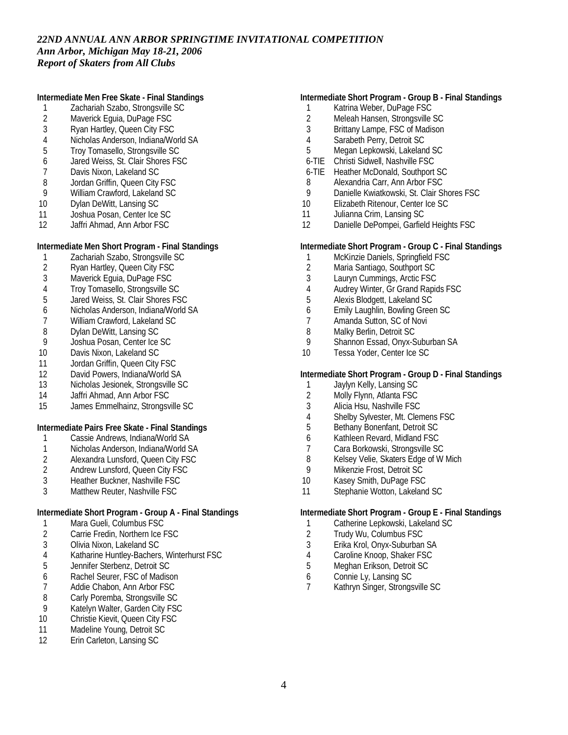*22ND ANNUAL ANN ARBOR SPRINGTIME INVITATIONAL COMPETITION*
*Ann Arbor, Michigan May 18-21, 2006*
*Report of Skaters from All Clubs*

**Intermediate Men Free Skate - Final Standings**

1 Zachariah Szabo, Strongsville SC
2 Maverick Eguia, DuPage FSC
3 Ryan Hartley, Queen City FSC
4 Nicholas Anderson, Indiana/World SA
5 Troy Tomasello, Strongsville SC
6 Jared Weiss, St. Clair Shores FSC
7 Davis Nixon, Lakeland SC
8 Jordan Griffin, Queen City FSC
9 William Crawford, Lakeland SC
10 Dylan DeWitt, Lansing SC
11 Joshua Posan, Center Ice SC
12 Jaffri Ahmad, Ann Arbor FSC

**Intermediate Men Short Program - Final Standings**

1 Zachariah Szabo, Strongsville SC
2 Ryan Hartley, Queen City FSC
3 Maverick Eguia, DuPage FSC
4 Troy Tomasello, Strongsville SC
5 Jared Weiss, St. Clair Shores FSC
6 Nicholas Anderson, Indiana/World SA
7 William Crawford, Lakeland SC
8 Dylan DeWitt, Lansing SC
9 Joshua Posan, Center Ice SC
10 Davis Nixon, Lakeland SC
11 Jordan Griffin, Queen City FSC
12 David Powers, Indiana/World SA
13 Nicholas Jesionek, Strongsville SC
14 Jaffri Ahmad, Ann Arbor FSC
15 James Emmelhainz, Strongsville SC

**Intermediate Pairs Free Skate - Final Standings**

1 Cassie Andrews, Indiana/World SA
1 Nicholas Anderson, Indiana/World SA
2 Alexandra Lunsford, Queen City FSC
2 Andrew Lunsford, Queen City FSC
3 Heather Buckner, Nashville FSC
3 Matthew Reuter, Nashville FSC

**Intermediate Short Program - Group A - Final Standings**

1 Mara Gueli, Columbus FSC
2 Carrie Fredin, Northern Ice FSC
3 Olivia Nixon, Lakeland SC
4 Katharine Huntley-Bachers, Winterhurst FSC
5 Jennifer Sterbenz, Detroit SC
6 Rachel Seurer, FSC of Madison
7 Addie Chabon, Ann Arbor FSC
8 Carly Poremba, Strongsville SC
9 Katelyn Walter, Garden City FSC
10 Christie Kievit, Queen City FSC
11 Madeline Young, Detroit SC
12 Erin Carleton, Lansing SC

**Intermediate Short Program - Group B - Final Standings**

1 Katrina Weber, DuPage FSC
2 Meleah Hansen, Strongsville SC
3 Brittany Lampe, FSC of Madison
4 Sarabeth Perry, Detroit SC
5 Megan Lepkowski, Lakeland SC
6-TIE Christi Sidwell, Nashville FSC
6-TIE Heather McDonald, Southport SC
8 Alexandria Carr, Ann Arbor FSC
9 Danielle Kwiatkowski, St. Clair Shores FSC
10 Elizabeth Ritenour, Center Ice SC
11 Julianna Crim, Lansing SC
12 Danielle DePompei, Garfield Heights FSC

**Intermediate Short Program - Group C - Final Standings**

1 McKinzie Daniels, Springfield FSC
2 Maria Santiago, Southport SC
3 Lauryn Cummings, Arctic FSC
4 Audrey Winter, Gr Grand Rapids FSC
5 Alexis Blodgett, Lakeland SC
6 Emily Laughlin, Bowling Green SC
7 Amanda Sutton, SC of Novi
8 Malky Berlin, Detroit SC
9 Shannon Essad, Onyx-Suburban SA
10 Tessa Yoder, Center Ice SC

**Intermediate Short Program - Group D - Final Standings**

1 Jaylyn Kelly, Lansing SC
2 Molly Flynn, Atlanta FSC
3 Alicia Hsu, Nashville FSC
4 Shelby Sylvester, Mt. Clemens FSC
5 Bethany Bonenfant, Detroit SC
6 Kathleen Revard, Midland FSC
7 Cara Borkowski, Strongsville SC
8 Kelsey Velie, Skaters Edge of W Mich
9 Mikenzie Frost, Detroit SC
10 Kasey Smith, DuPage FSC
11 Stephanie Wotton, Lakeland SC

**Intermediate Short Program - Group E - Final Standings**

1 Catherine Lepkowski, Lakeland SC
2 Trudy Wu, Columbus FSC
3 Erika Krol, Onyx-Suburban SA
4 Caroline Knoop, Shaker FSC
5 Meghan Erikson, Detroit SC
6 Connie Ly, Lansing SC
7 Kathryn Singer, Strongsville SC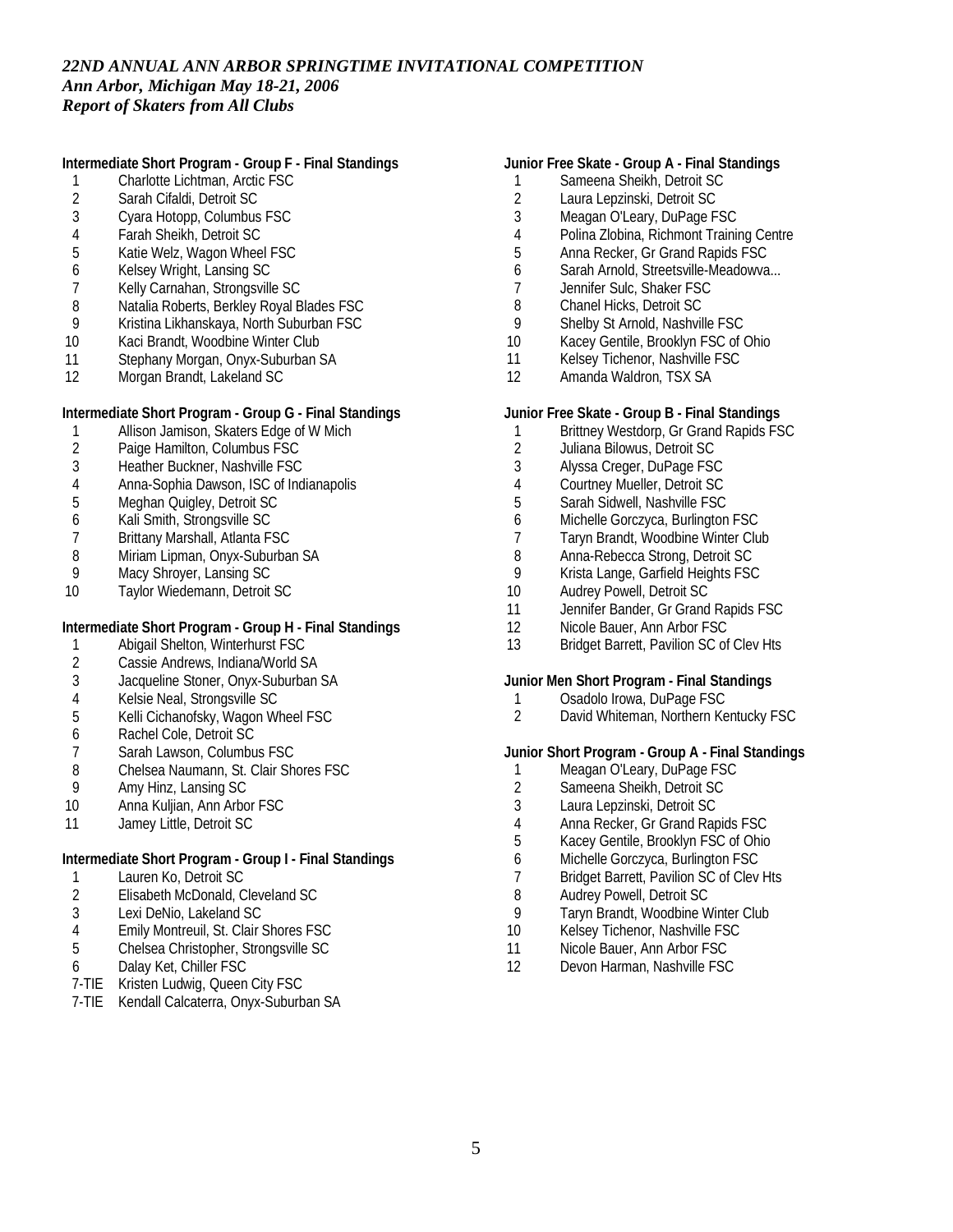*22ND ANNUAL ANN ARBOR SPRINGTIME INVITATIONAL COMPETITION*
*Ann Arbor, Michigan May 18-21, 2006*
*Report of Skaters from All Clubs*

**Intermediate Short Program - Group F - Final Standings**

1 Charlotte Lichtman, Arctic FSC
2 Sarah Cifaldi, Detroit SC
3 Cyara Hotopp, Columbus FSC
4 Farah Sheikh, Detroit SC
5 Katie Welz, Wagon Wheel FSC
6 Kelsey Wright, Lansing SC
7 Kelly Carnahan, Strongsville SC
8 Natalia Roberts, Berkley Royal Blades FSC
9 Kristina Likhanskaya, North Suburban FSC
10 Kaci Brandt, Woodbine Winter Club
11 Stephany Morgan, Onyx-Suburban SA
12 Morgan Brandt, Lakeland SC

**Intermediate Short Program - Group G - Final Standings**

1 Allison Jamison, Skaters Edge of W Mich
2 Paige Hamilton, Columbus FSC
3 Heather Buckner, Nashville FSC
4 Anna-Sophia Dawson, ISC of Indianapolis
5 Meghan Quigley, Detroit SC
6 Kali Smith, Strongsville SC
7 Brittany Marshall, Atlanta FSC
8 Miriam Lipman, Onyx-Suburban SA
9 Macy Shroyer, Lansing SC
10 Taylor Wiedemann, Detroit SC

**Intermediate Short Program - Group H - Final Standings**

1 Abigail Shelton, Winterhurst FSC
2 Cassie Andrews, Indiana/World SA
3 Jacqueline Stoner, Onyx-Suburban SA
4 Kelsie Neal, Strongsville SC
5 Kelli Cichanofsky, Wagon Wheel FSC
6 Rachel Cole, Detroit SC
7 Sarah Lawson, Columbus FSC
8 Chelsea Naumann, St. Clair Shores FSC
9 Amy Hinz, Lansing SC
10 Anna Kuljian, Ann Arbor FSC
11 Jamey Little, Detroit SC

**Intermediate Short Program - Group I - Final Standings**

1 Lauren Ko, Detroit SC
2 Elisabeth McDonald, Cleveland SC
3 Lexi DeNio, Lakeland SC
4 Emily Montreuil, St. Clair Shores FSC
5 Chelsea Christopher, Strongsville SC
6 Dalay Ket, Chiller FSC
7-TIE Kristen Ludwig, Queen City FSC
7-TIE Kendall Calcaterra, Onyx-Suburban SA

**Junior Free Skate - Group A - Final Standings**

1 Sameena Sheikh, Detroit SC
2 Laura Lepzinski, Detroit SC
3 Meagan O'Leary, DuPage FSC
4 Polina Zlobina, Richmont Training Centre
5 Anna Recker, Gr Grand Rapids FSC
6 Sarah Arnold, Streetsville-Meadowva...
7 Jennifer Sulc, Shaker FSC
8 Chanel Hicks, Detroit SC
9 Shelby St Arnold, Nashville FSC
10 Kacey Gentile, Brooklyn FSC of Ohio
11 Kelsey Tichenor, Nashville FSC
12 Amanda Waldron, TSX SA

**Junior Free Skate - Group B - Final Standings**

1 Brittney Westdorp, Gr Grand Rapids FSC
2 Juliana Bilowus, Detroit SC
3 Alyssa Creger, DuPage FSC
4 Courtney Mueller, Detroit SC
5 Sarah Sidwell, Nashville FSC
6 Michelle Gorczyca, Burlington FSC
7 Taryn Brandt, Woodbine Winter Club
8 Anna-Rebecca Strong, Detroit SC
9 Krista Lange, Garfield Heights FSC
10 Audrey Powell, Detroit SC
11 Jennifer Bander, Gr Grand Rapids FSC
12 Nicole Bauer, Ann Arbor FSC
13 Bridget Barrett, Pavilion SC of Clev Hts

**Junior Men Short Program - Final Standings**

1 Osadolo Irowa, DuPage FSC
2 David Whiteman, Northern Kentucky FSC

**Junior Short Program - Group A - Final Standings**

1 Meagan O'Leary, DuPage FSC
2 Sameena Sheikh, Detroit SC
3 Laura Lepzinski, Detroit SC
4 Anna Recker, Gr Grand Rapids FSC
5 Kacey Gentile, Brooklyn FSC of Ohio
6 Michelle Gorczyca, Burlington FSC
7 Bridget Barrett, Pavilion SC of Clev Hts
8 Audrey Powell, Detroit SC
9 Taryn Brandt, Woodbine Winter Club
10 Kelsey Tichenor, Nashville FSC
11 Nicole Bauer, Ann Arbor FSC
12 Devon Harman, Nashville FSC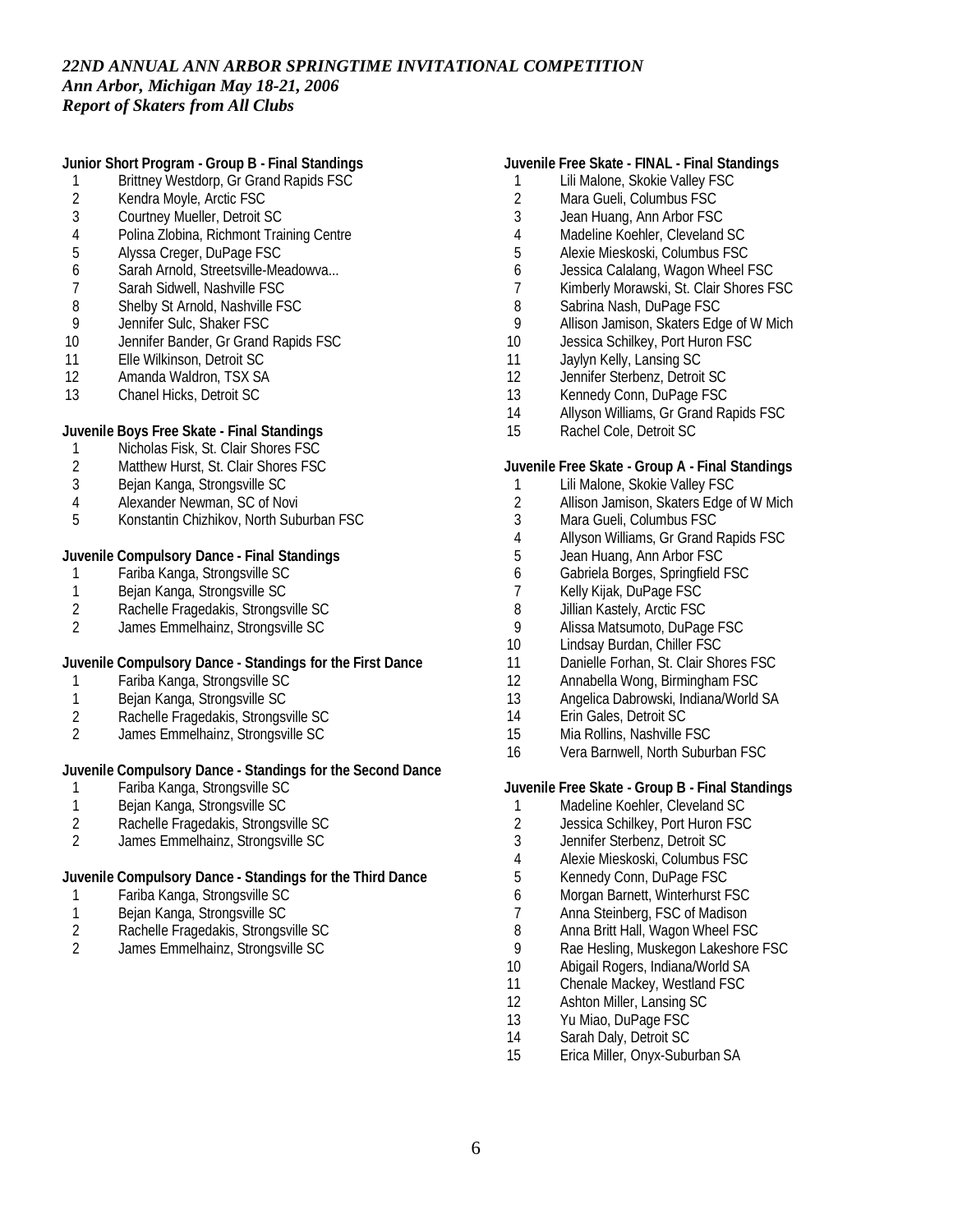*22ND ANNUAL ANN ARBOR SPRINGTIME INVITATIONAL COMPETITION*
*Ann Arbor, Michigan May 18-21, 2006*
*Report of Skaters from All Clubs*

**Junior Short Program - Group B - Final Standings**

1 Brittney Westdorp, Gr Grand Rapids FSC
2 Kendra Moyle, Arctic FSC
3 Courtney Mueller, Detroit SC
4 Polina Zlobina, Richmont Training Centre
5 Alyssa Creger, DuPage FSC
6 Sarah Arnold, Streetsville-Meadowva...
7 Sarah Sidwell, Nashville FSC
8 Shelby St Arnold, Nashville FSC
9 Jennifer Sulc, Shaker FSC
10 Jennifer Bander, Gr Grand Rapids FSC
11 Elle Wilkinson, Detroit SC
12 Amanda Waldron, TSX SA
13 Chanel Hicks, Detroit SC

**Juvenile Boys Free Skate - Final Standings**

1 Nicholas Fisk, St. Clair Shores FSC
2 Matthew Hurst, St. Clair Shores FSC
3 Bejan Kanga, Strongsville SC
4 Alexander Newman, SC of Novi
5 Konstantin Chizhikov, North Suburban FSC

**Juvenile Compulsory Dance - Final Standings**

1 Fariba Kanga, Strongsville SC
1 Bejan Kanga, Strongsville SC
2 Rachelle Fragedakis, Strongsville SC
2 James Emmelhainz, Strongsville SC

**Juvenile Compulsory Dance - Standings for the First Dance**

1 Fariba Kanga, Strongsville SC
1 Bejan Kanga, Strongsville SC
2 Rachelle Fragedakis, Strongsville SC
2 James Emmelhainz, Strongsville SC

**Juvenile Compulsory Dance - Standings for the Second Dance**

1 Fariba Kanga, Strongsville SC
1 Bejan Kanga, Strongsville SC
2 Rachelle Fragedakis, Strongsville SC
2 James Emmelhainz, Strongsville SC

**Juvenile Compulsory Dance - Standings for the Third Dance**

1 Fariba Kanga, Strongsville SC
1 Bejan Kanga, Strongsville SC
2 Rachelle Fragedakis, Strongsville SC
2 James Emmelhainz, Strongsville SC

**Juvenile Free Skate - FINAL - Final Standings**

1 Lili Malone, Skokie Valley FSC
2 Mara Gueli, Columbus FSC
3 Jean Huang, Ann Arbor FSC
4 Madeline Koehler, Cleveland SC
5 Alexie Mieskoski, Columbus FSC
6 Jessica Calalang, Wagon Wheel FSC
7 Kimberly Morawski, St. Clair Shores FSC
8 Sabrina Nash, DuPage FSC
9 Allison Jamison, Skaters Edge of W Mich
10 Jessica Schilkey, Port Huron FSC
11 Jaylyn Kelly, Lansing SC
12 Jennifer Sterbenz, Detroit SC
13 Kennedy Conn, DuPage FSC
14 Allyson Williams, Gr Grand Rapids FSC
15 Rachel Cole, Detroit SC

**Juvenile Free Skate - Group A - Final Standings**

1 Lili Malone, Skokie Valley FSC
2 Allison Jamison, Skaters Edge of W Mich
3 Mara Gueli, Columbus FSC
4 Allyson Williams, Gr Grand Rapids FSC
5 Jean Huang, Ann Arbor FSC
6 Gabriela Borges, Springfield FSC
7 Kelly Kijak, DuPage FSC
8 Jillian Kastely, Arctic FSC
9 Alissa Matsumoto, DuPage FSC
10 Lindsay Burdan, Chiller FSC
11 Danielle Forhan, St. Clair Shores FSC
12 Annabella Wong, Birmingham FSC
13 Angelica Dabrowski, Indiana/World SA
14 Erin Gales, Detroit SC
15 Mia Rollins, Nashville FSC
16 Vera Barnwell, North Suburban FSC

**Juvenile Free Skate - Group B - Final Standings**

1 Madeline Koehler, Cleveland SC
2 Jessica Schilkey, Port Huron FSC
3 Jennifer Sterbenz, Detroit SC
4 Alexie Mieskoski, Columbus FSC
5 Kennedy Conn, DuPage FSC
6 Morgan Barnett, Winterhurst FSC
7 Anna Steinberg, FSC of Madison
8 Anna Britt Hall, Wagon Wheel FSC
9 Rae Hesling, Muskegon Lakeshore FSC
10 Abigail Rogers, Indiana/World SA
11 Chenale Mackey, Westland FSC
12 Ashton Miller, Lansing SC
13 Yu Miao, DuPage FSC
14 Sarah Daly, Detroit SC
15 Erica Miller, Onyx-Suburban SA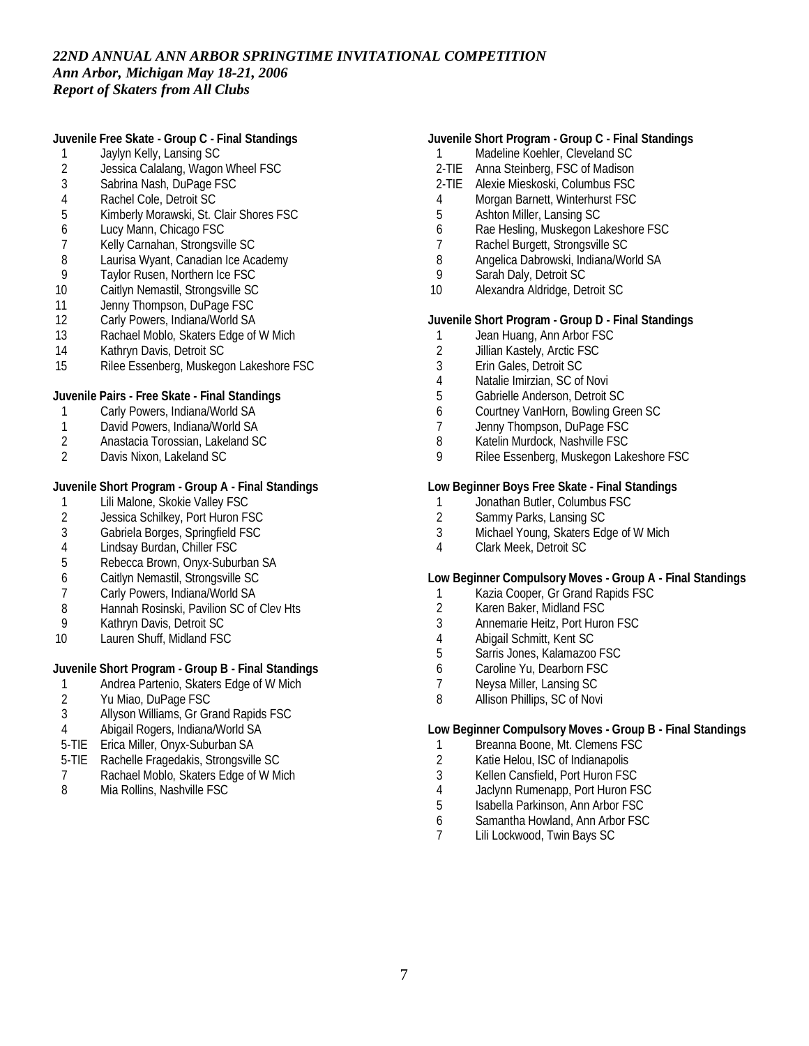*22ND ANNUAL ANN ARBOR SPRINGTIME INVITATIONAL COMPETITION*
*Ann Arbor, Michigan May 18-21, 2006*
*Report of Skaters from All Clubs*

**Juvenile Free Skate - Group C - Final Standings**

| | |
|---|---|
| 1 | Jaylyn Kelly, Lansing SC |
| 2 | Jessica Calalang, Wagon Wheel FSC |
| 3 | Sabrina Nash, DuPage FSC |
| 4 | Rachel Cole, Detroit SC |
| 5 | Kimberly Morawski, St. Clair Shores FSC |
| 6 | Lucy Mann, Chicago FSC |
| 7 | Kelly Carnahan, Strongsville SC |
| 8 | Laurisa Wyant, Canadian Ice Academy |
| 9 | Taylor Rusen, Northern Ice FSC |
| 10 | Caitlyn Nemastil, Strongsville SC |
| 11 | Jenny Thompson, DuPage FSC |
| 12 | Carly Powers, Indiana/World SA |
| 13 | Rachael Moblo, Skaters Edge of W Mich |
| 14 | Kathryn Davis, Detroit SC |
| 15 | Rilee Essenberg, Muskegon Lakeshore FSC |

**Juvenile Pairs - Free Skate - Final Standings**

| | |
|---|---|
| 1 | Carly Powers, Indiana/World SA |
| 1 | David Powers, Indiana/World SA |
| 2 | Anastacia Torossian, Lakeland SC |
| 2 | Davis Nixon, Lakeland SC |

**Juvenile Short Program - Group A - Final Standings**

| | |
|---|---|
| 1 | Lili Malone, Skokie Valley FSC |
| 2 | Jessica Schilkey, Port Huron FSC |
| 3 | Gabriela Borges, Springfield FSC |
| 4 | Lindsay Burdan, Chiller FSC |
| 5 | Rebecca Brown, Onyx-Suburban SA |
| 6 | Caitlyn Nemastil, Strongsville SC |
| 7 | Carly Powers, Indiana/World SA |
| 8 | Hannah Rosinski, Pavilion SC of Clev Hts |
| 9 | Kathryn Davis, Detroit SC |
| 10 | Lauren Shuff, Midland FSC |

**Juvenile Short Program - Group B - Final Standings**

| | |
|---|---|
| 1 | Andrea Partenio, Skaters Edge of W Mich |
| 2 | Yu Miao, DuPage FSC |
| 3 | Allyson Williams, Gr Grand Rapids FSC |
| 4 | Abigail Rogers, Indiana/World SA |
| 5-TIE | Erica Miller, Onyx-Suburban SA |
| 5-TIE | Rachelle Fragedakis, Strongsville SC |
| 7 | Rachael Moblo, Skaters Edge of W Mich |
| 8 | Mia Rollins, Nashville FSC |

**Juvenile Short Program - Group C - Final Standings**

| | |
|---|---|
| 1 | Madeline Koehler, Cleveland SC |
| 2-TIE | Anna Steinberg, FSC of Madison |
| 2-TIE | Alexie Mieskoski, Columbus FSC |
| 4 | Morgan Barnett, Winterhurst FSC |
| 5 | Ashton Miller, Lansing SC |
| 6 | Rae Hesling, Muskegon Lakeshore FSC |
| 7 | Rachel Burgett, Strongsville SC |
| 8 | Angelica Dabrowski, Indiana/World SA |
| 9 | Sarah Daly, Detroit SC |
| 10 | Alexandra Aldridge, Detroit SC |

**Juvenile Short Program - Group D - Final Standings**

| | |
|---|---|
| 1 | Jean Huang, Ann Arbor FSC |
| 2 | Jillian Kastely, Arctic FSC |
| 3 | Erin Gales, Detroit SC |
| 4 | Natalie Imirzian, SC of Novi |
| 5 | Gabrielle Anderson, Detroit SC |
| 6 | Courtney VanHorn, Bowling Green SC |
| 7 | Jenny Thompson, DuPage FSC |
| 8 | Katelin Murdock, Nashville FSC |
| 9 | Rilee Essenberg, Muskegon Lakeshore FSC |

**Low Beginner Boys Free Skate - Final Standings**

| | |
|---|---|
| 1 | Jonathan Butler, Columbus FSC |
| 2 | Sammy Parks, Lansing SC |
| 3 | Michael Young, Skaters Edge of W Mich |
| 4 | Clark Meek, Detroit SC |

**Low Beginner Compulsory Moves - Group A - Final Standings**

| | |
|---|---|
| 1 | Kazia Cooper, Gr Grand Rapids FSC |
| 2 | Karen Baker, Midland FSC |
| 3 | Annemarie Heitz, Port Huron FSC |
| 4 | Abigail Schmitt, Kent SC |
| 5 | Sarris Jones, Kalamazoo FSC |
| 6 | Caroline Yu, Dearborn FSC |
| 7 | Neysa Miller, Lansing SC |
| 8 | Allison Phillips, SC of Novi |

**Low Beginner Compulsory Moves - Group B - Final Standings**

| | |
|---|---|
| 1 | Breanna Boone, Mt. Clemens FSC |
| 2 | Katie Helou, ISC of Indianapolis |
| 3 | Kellen Cansfield, Port Huron FSC |
| 4 | Jaclynn Rumenapp, Port Huron FSC |
| 5 | Isabella Parkinson, Ann Arbor FSC |
| 6 | Samantha Howland, Ann Arbor FSC |
| 7 | Lili Lockwood, Twin Bays SC |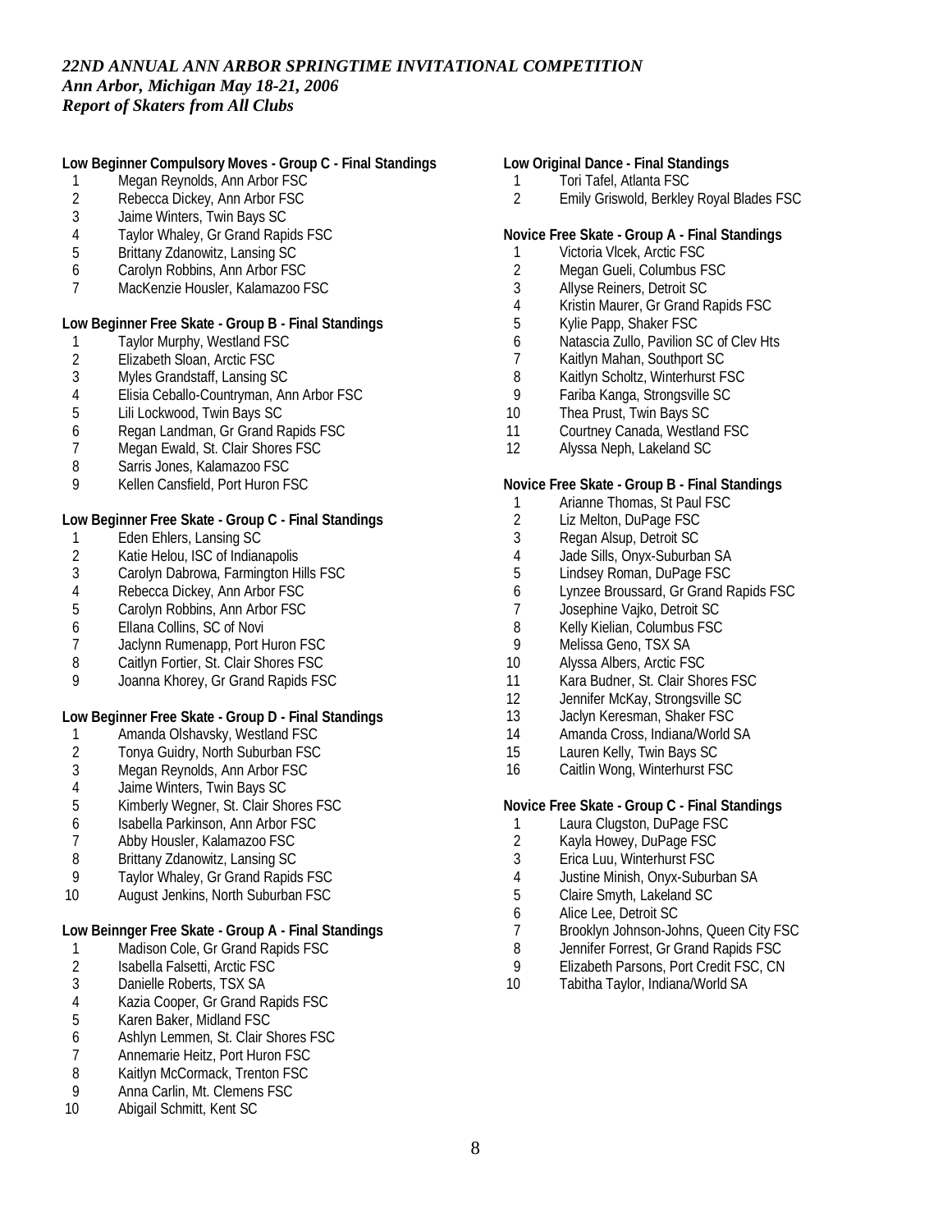*22ND ANNUAL ANN ARBOR SPRINGTIME INVITATIONAL COMPETITION*
*Ann Arbor, Michigan May 18-21, 2006*
*Report of Skaters from All Clubs*

**Low Beginner Compulsory Moves - Group C - Final Standings**

1. Megan Reynolds, Ann Arbor FSC
2. Rebecca Dickey, Ann Arbor FSC
3. Jaime Winters, Twin Bays SC
4. Taylor Whaley, Gr Grand Rapids FSC
5. Brittany Zdanowitz, Lansing SC
6. Carolyn Robbins, Ann Arbor FSC
7. MacKenzie Housler, Kalamazoo FSC

**Low Beginner Free Skate - Group B - Final Standings**

1. Taylor Murphy, Westland FSC
2. Elizabeth Sloan, Arctic FSC
3. Myles Grandstaff, Lansing SC
4. Elisia Ceballo-Countryman, Ann Arbor FSC
5. Lili Lockwood, Twin Bays SC
6. Regan Landman, Gr Grand Rapids FSC
7. Megan Ewald, St. Clair Shores FSC
8. Sarris Jones, Kalamazoo FSC
9. Kellen Cansfield, Port Huron FSC

**Low Beginner Free Skate - Group C - Final Standings**

1. Eden Ehlers, Lansing SC
2. Katie Helou, ISC of Indianapolis
3. Carolyn Dabrowa, Farmington Hills FSC
4. Rebecca Dickey, Ann Arbor FSC
5. Carolyn Robbins, Ann Arbor FSC
6. Ellana Collins, SC of Novi
7. Jaclynn Rumenapp, Port Huron FSC
8. Caitlyn Fortier, St. Clair Shores FSC
9. Joanna Khorey, Gr Grand Rapids FSC

**Low Beginner Free Skate - Group D - Final Standings**

1. Amanda Olshavsky, Westland FSC
2. Tonya Guidry, North Suburban FSC
3. Megan Reynolds, Ann Arbor FSC
4. Jaime Winters, Twin Bays SC
5. Kimberly Wegner, St. Clair Shores FSC
6. Isabella Parkinson, Ann Arbor FSC
7. Abby Housler, Kalamazoo FSC
8. Brittany Zdanowitz, Lansing SC
9. Taylor Whaley, Gr Grand Rapids FSC
10. August Jenkins, North Suburban FSC

**Low Beinnger Free Skate - Group A - Final Standings**

1. Madison Cole, Gr Grand Rapids FSC
2. Isabella Falsetti, Arctic FSC
3. Danielle Roberts, TSX SA
4. Kazia Cooper, Gr Grand Rapids FSC
5. Karen Baker, Midland FSC
6. Ashlyn Lemmen, St. Clair Shores FSC
7. Annemarie Heitz, Port Huron FSC
8. Kaitlyn McCormack, Trenton FSC
9. Anna Carlin, Mt. Clemens FSC
10. Abigail Schmitt, Kent SC

**Low Original Dance - Final Standings**

1. Tori Tafel, Atlanta FSC
2. Emily Griswold, Berkley Royal Blades FSC

**Novice Free Skate - Group A - Final Standings**

1. Victoria Vlcek, Arctic FSC
2. Megan Gueli, Columbus FSC
3. Allyse Reiners, Detroit SC
4. Kristin Maurer, Gr Grand Rapids FSC
5. Kylie Papp, Shaker FSC
6. Natascia Zullo, Pavilion SC of Clev Hts
7. Kaitlyn Mahan, Southport SC
8. Kaitlyn Scholtz, Winterhurst FSC
9. Fariba Kanga, Strongsville SC
10. Thea Prust, Twin Bays SC
11. Courtney Canada, Westland FSC
12. Alyssa Neph, Lakeland SC

**Novice Free Skate - Group B - Final Standings**

1. Arianne Thomas, St Paul FSC
2. Liz Melton, DuPage FSC
3. Regan Alsup, Detroit SC
4. Jade Sills, Onyx-Suburban SA
5. Lindsey Roman, DuPage FSC
6. Lynzee Broussard, Gr Grand Rapids FSC
7. Josephine Vajko, Detroit SC
8. Kelly Kielian, Columbus FSC
9. Melissa Geno, TSX SA
10. Alyssa Albers, Arctic FSC
11. Kara Budner, St. Clair Shores FSC
12. Jennifer McKay, Strongsville SC
13. Jaclyn Keresman, Shaker FSC
14. Amanda Cross, Indiana/World SA
15. Lauren Kelly, Twin Bays SC
16. Caitlin Wong, Winterhurst FSC

**Novice Free Skate - Group C - Final Standings**

1. Laura Clugston, DuPage FSC
2. Kayla Howey, DuPage FSC
3. Erica Luu, Winterhurst FSC
4. Justine Minish, Onyx-Suburban SA
5. Claire Smyth, Lakeland SC
6. Alice Lee, Detroit SC
7. Brooklyn Johnson-Johns, Queen City FSC
8. Jennifer Forrest, Gr Grand Rapids FSC
9. Elizabeth Parsons, Port Credit FSC, CN
10. Tabitha Taylor, Indiana/World SA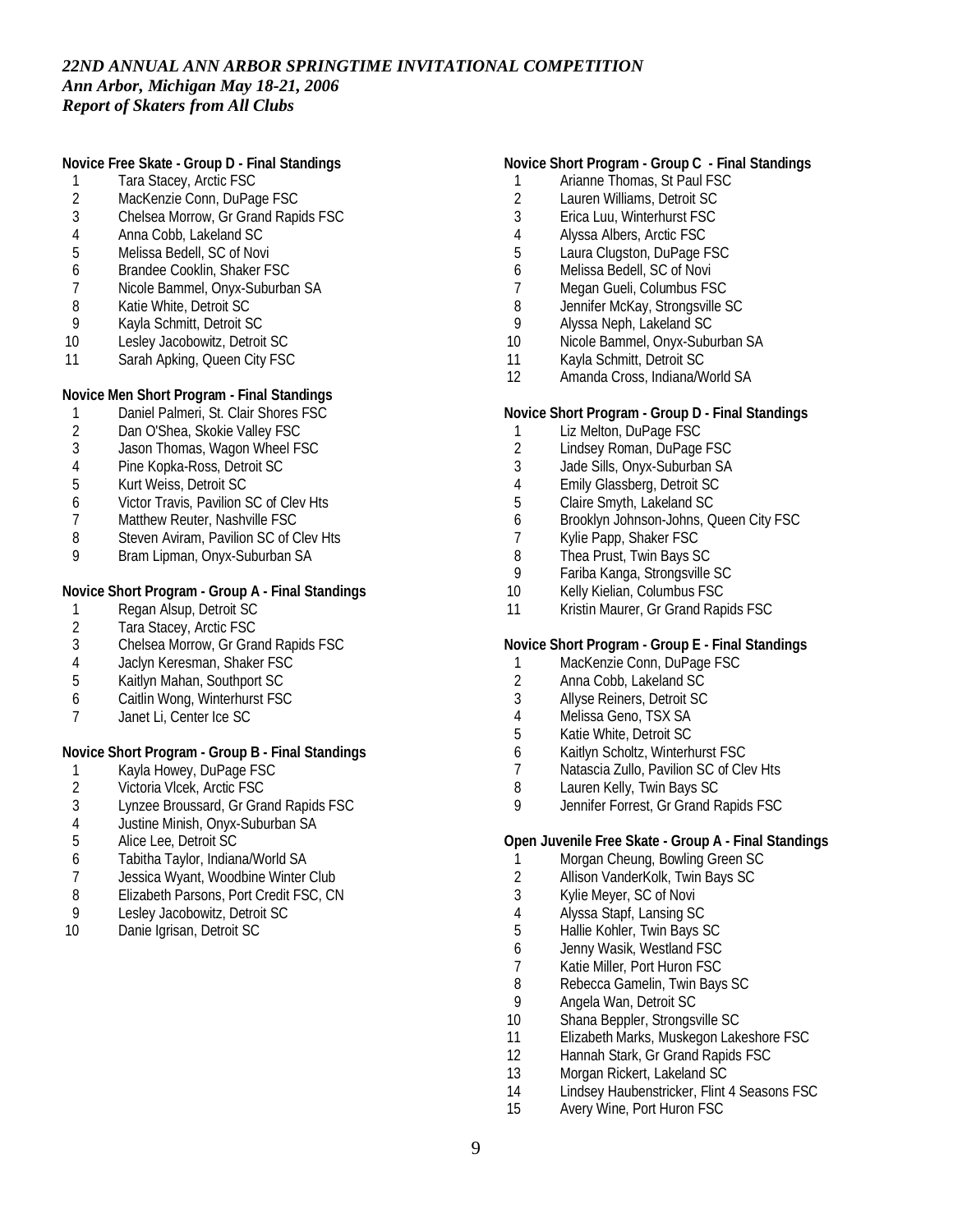*22ND ANNUAL ANN ARBOR SPRINGTIME INVITATIONAL COMPETITION*
*Ann Arbor, Michigan May 18-21, 2006*
*Report of Skaters from All Clubs*

**Novice Free Skate - Group D - Final Standings**

1 Tara Stacey, Arctic FSC
2 MacKenzie Conn, DuPage FSC
3 Chelsea Morrow, Gr Grand Rapids FSC
4 Anna Cobb, Lakeland SC
5 Melissa Bedell, SC of Novi
6 Brandee Cooklin, Shaker FSC
7 Nicole Bammel, Onyx-Suburban SA
8 Katie White, Detroit SC
9 Kayla Schmitt, Detroit SC
10 Lesley Jacobowitz, Detroit SC
11 Sarah Apking, Queen City FSC

**Novice Men Short Program - Final Standings**

1 Daniel Palmeri, St. Clair Shores FSC
2 Dan O'Shea, Skokie Valley FSC
3 Jason Thomas, Wagon Wheel FSC
4 Pine Kopka-Ross, Detroit SC
5 Kurt Weiss, Detroit SC
6 Victor Travis, Pavilion SC of Clev Hts
7 Matthew Reuter, Nashville FSC
8 Steven Aviram, Pavilion SC of Clev Hts
9 Bram Lipman, Onyx-Suburban SA

**Novice Short Program - Group A - Final Standings**

1 Regan Alsup, Detroit SC
2 Tara Stacey, Arctic FSC
3 Chelsea Morrow, Gr Grand Rapids FSC
4 Jaclyn Keresman, Shaker FSC
5 Kaitlyn Mahan, Southport SC
6 Caitlin Wong, Winterhurst FSC
7 Janet Li, Center Ice SC

**Novice Short Program - Group B - Final Standings**

1 Kayla Howey, DuPage FSC
2 Victoria Vlcek, Arctic FSC
3 Lynzee Broussard, Gr Grand Rapids FSC
4 Justine Minish, Onyx-Suburban SA
5 Alice Lee, Detroit SC
6 Tabitha Taylor, Indiana/World SA
7 Jessica Wyant, Woodbine Winter Club
8 Elizabeth Parsons, Port Credit FSC, CN
9 Lesley Jacobowitz, Detroit SC
10 Danie Igrisan, Detroit SC

**Novice Short Program - Group C - Final Standings**

1 Arianne Thomas, St Paul FSC
2 Lauren Williams, Detroit SC
3 Erica Luu, Winterhurst FSC
4 Alyssa Albers, Arctic FSC
5 Laura Clugston, DuPage FSC
6 Melissa Bedell, SC of Novi
7 Megan Gueli, Columbus FSC
8 Jennifer McKay, Strongsville SC
9 Alyssa Neph, Lakeland SC
10 Nicole Bammel, Onyx-Suburban SA
11 Kayla Schmitt, Detroit SC
12 Amanda Cross, Indiana/World SA

**Novice Short Program - Group D - Final Standings**

1 Liz Melton, DuPage FSC
2 Lindsey Roman, DuPage FSC
3 Jade Sills, Onyx-Suburban SA
4 Emily Glassberg, Detroit SC
5 Claire Smyth, Lakeland SC
6 Brooklyn Johnson-Johns, Queen City FSC
7 Kylie Papp, Shaker FSC
8 Thea Prust, Twin Bays SC
9 Fariba Kanga, Strongsville SC
10 Kelly Kielian, Columbus FSC
11 Kristin Maurer, Gr Grand Rapids FSC

**Novice Short Program - Group E - Final Standings**

1 MacKenzie Conn, DuPage FSC
2 Anna Cobb, Lakeland SC
3 Allyse Reiners, Detroit SC
4 Melissa Geno, TSX SA
5 Katie White, Detroit SC
6 Kaitlyn Scholtz, Winterhurst FSC
7 Natascia Zullo, Pavilion SC of Clev Hts
8 Lauren Kelly, Twin Bays SC
9 Jennifer Forrest, Gr Grand Rapids FSC

**Open Juvenile Free Skate - Group A - Final Standings**

1 Morgan Cheung, Bowling Green SC
2 Allison VanderKolk, Twin Bays SC
3 Kylie Meyer, SC of Novi
4 Alyssa Stapf, Lansing SC
5 Hallie Kohler, Twin Bays SC
6 Jenny Wasik, Westland FSC
7 Katie Miller, Port Huron FSC
8 Rebecca Gamelin, Twin Bays SC
9 Angela Wan, Detroit SC
10 Shana Beppler, Strongsville SC
11 Elizabeth Marks, Muskegon Lakeshore FSC
12 Hannah Stark, Gr Grand Rapids FSC
13 Morgan Rickert, Lakeland SC
14 Lindsey Haubenstricker, Flint 4 Seasons FSC
15 Avery Wine, Port Huron FSC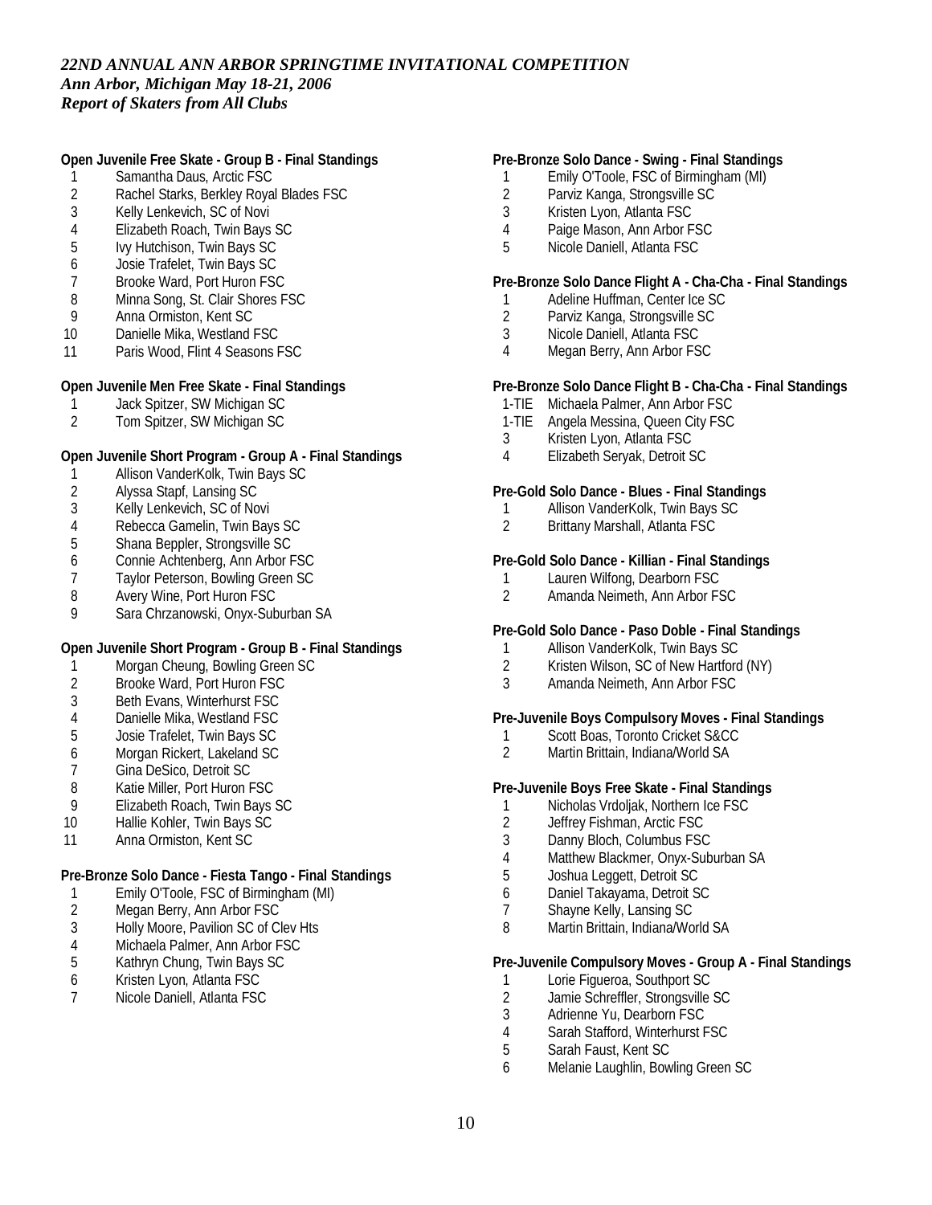*22ND ANNUAL ANN ARBOR SPRINGTIME INVITATIONAL COMPETITION*
*Ann Arbor, Michigan May 18-21, 2006*
*Report of Skaters from All Clubs*

**Open Juvenile Free Skate - Group B - Final Standings**

1 Samantha Daus, Arctic FSC
2 Rachel Starks, Berkley Royal Blades FSC
3 Kelly Lenkevich, SC of Novi
4 Elizabeth Roach, Twin Bays SC
5 Ivy Hutchison, Twin Bays SC
6 Josie Trafelet, Twin Bays SC
7 Brooke Ward, Port Huron FSC
8 Minna Song, St. Clair Shores FSC
9 Anna Ormiston, Kent SC
10 Danielle Mika, Westland FSC
11 Paris Wood, Flint 4 Seasons FSC

**Open Juvenile Men Free Skate - Final Standings**

1 Jack Spitzer, SW Michigan SC
2 Tom Spitzer, SW Michigan SC

**Open Juvenile Short Program - Group A - Final Standings**

1 Allison VanderKolk, Twin Bays SC
2 Alyssa Stapf, Lansing SC
3 Kelly Lenkevich, SC of Novi
4 Rebecca Gamelin, Twin Bays SC
5 Shana Beppler, Strongsville SC
6 Connie Achtenberg, Ann Arbor FSC
7 Taylor Peterson, Bowling Green SC
8 Avery Wine, Port Huron FSC
9 Sara Chrzanowski, Onyx-Suburban SA

**Open Juvenile Short Program - Group B - Final Standings**

1 Morgan Cheung, Bowling Green SC
2 Brooke Ward, Port Huron FSC
3 Beth Evans, Winterhurst FSC
4 Danielle Mika, Westland FSC
5 Josie Trafelet, Twin Bays SC
6 Morgan Rickert, Lakeland SC
7 Gina DeSico, Detroit SC
8 Katie Miller, Port Huron FSC
9 Elizabeth Roach, Twin Bays SC
10 Hallie Kohler, Twin Bays SC
11 Anna Ormiston, Kent SC

**Pre-Bronze Solo Dance - Fiesta Tango - Final Standings**

1 Emily O'Toole, FSC of Birmingham (MI)
2 Megan Berry, Ann Arbor FSC
3 Holly Moore, Pavilion SC of Clev Hts
4 Michaela Palmer, Ann Arbor FSC
5 Kathryn Chung, Twin Bays SC
6 Kristen Lyon, Atlanta FSC
7 Nicole Daniell, Atlanta FSC

**Pre-Bronze Solo Dance - Swing - Final Standings**

1 Emily O'Toole, FSC of Birmingham (MI)
2 Parviz Kanga, Strongsville SC
3 Kristen Lyon, Atlanta FSC
4 Paige Mason, Ann Arbor FSC
5 Nicole Daniell, Atlanta FSC

**Pre-Bronze Solo Dance Flight A - Cha-Cha - Final Standings**

1 Adeline Huffman, Center Ice SC
2 Parviz Kanga, Strongsville SC
3 Nicole Daniell, Atlanta FSC
4 Megan Berry, Ann Arbor FSC

**Pre-Bronze Solo Dance Flight B - Cha-Cha - Final Standings**

1-TIE Michaela Palmer, Ann Arbor FSC
1-TIE Angela Messina, Queen City FSC
3 Kristen Lyon, Atlanta FSC
4 Elizabeth Seryak, Detroit SC

**Pre-Gold Solo Dance - Blues - Final Standings**

1 Allison VanderKolk, Twin Bays SC
2 Brittany Marshall, Atlanta FSC

**Pre-Gold Solo Dance - Killian - Final Standings**

1 Lauren Wilfong, Dearborn FSC
2 Amanda Neimeth, Ann Arbor FSC

**Pre-Gold Solo Dance - Paso Doble - Final Standings**

1 Allison VanderKolk, Twin Bays SC
2 Kristen Wilson, SC of New Hartford (NY)
3 Amanda Neimeth, Ann Arbor FSC

**Pre-Juvenile Boys Compulsory Moves - Final Standings**

1 Scott Boas, Toronto Cricket S&CC
2 Martin Brittain, Indiana/World SA

**Pre-Juvenile Boys Free Skate - Final Standings**

1 Nicholas Vrdoljak, Northern Ice FSC
2 Jeffrey Fishman, Arctic FSC
3 Danny Bloch, Columbus FSC
4 Matthew Blackmer, Onyx-Suburban SA
5 Joshua Leggett, Detroit SC
6 Daniel Takayama, Detroit SC
7 Shayne Kelly, Lansing SC
8 Martin Brittain, Indiana/World SA

**Pre-Juvenile Compulsory Moves - Group A - Final Standings**

1 Lorie Figueroa, Southport SC
2 Jamie Schreffler, Strongsville SC
3 Adrienne Yu, Dearborn FSC
4 Sarah Stafford, Winterhurst FSC
5 Sarah Faust, Kent SC
6 Melanie Laughlin, Bowling Green SC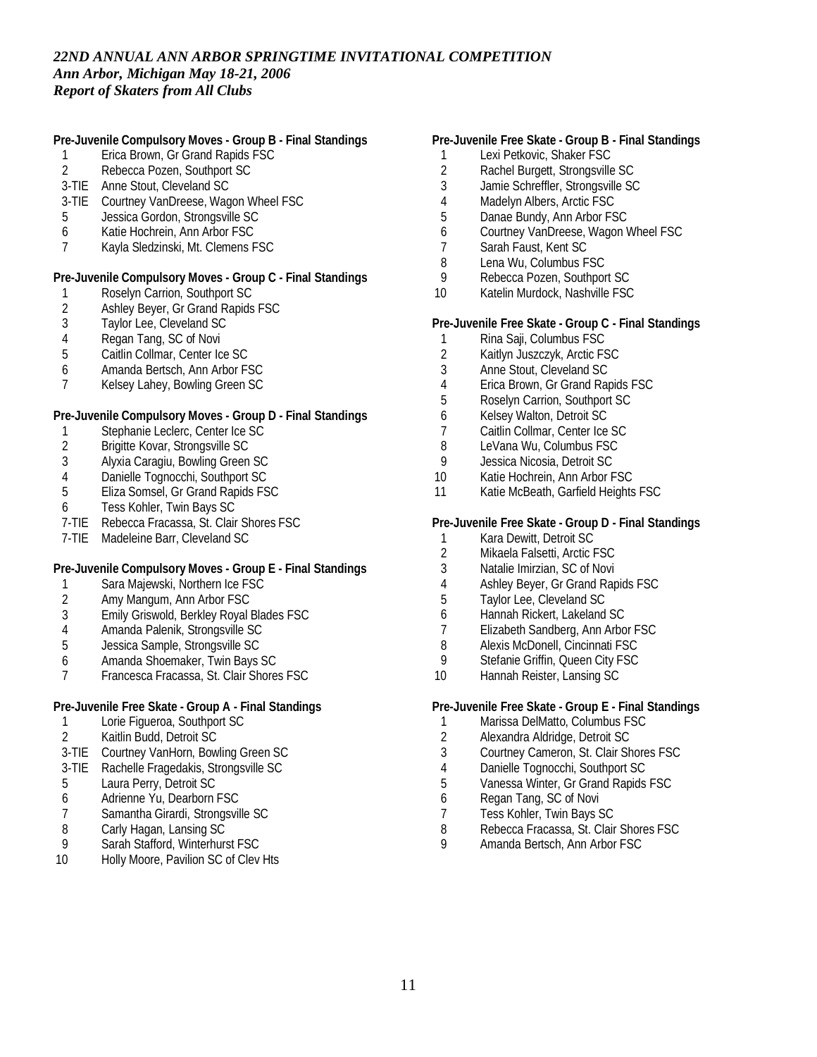*22ND ANNUAL ANN ARBOR SPRINGTIME INVITATIONAL COMPETITION*
*Ann Arbor, Michigan May 18-21, 2006*
*Report of Skaters from All Clubs*

**Pre-Juvenile Compulsory Moves - Group B - Final Standings**

1 Erica Brown, Gr Grand Rapids FSC
2 Rebecca Pozen, Southport SC
3-TIE Anne Stout, Cleveland SC
3-TIE Courtney VanDreese, Wagon Wheel FSC
5 Jessica Gordon, Strongsville SC
6 Katie Hochrein, Ann Arbor FSC
7 Kayla Sledzinski, Mt. Clemens FSC

**Pre-Juvenile Compulsory Moves - Group C - Final Standings**

1 Roselyn Carrion, Southport SC
2 Ashley Beyer, Gr Grand Rapids FSC
3 Taylor Lee, Cleveland SC
4 Regan Tang, SC of Novi
5 Caitlin Collmar, Center Ice SC
6 Amanda Bertsch, Ann Arbor FSC
7 Kelsey Lahey, Bowling Green SC

**Pre-Juvenile Compulsory Moves - Group D - Final Standings**

1 Stephanie Leclerc, Center Ice SC
2 Brigitte Kovar, Strongsville SC
3 Alyxia Caragiu, Bowling Green SC
4 Danielle Tognocchi, Southport SC
5 Eliza Somsel, Gr Grand Rapids FSC
6 Tess Kohler, Twin Bays SC
7-TIE Rebecca Fracassa, St. Clair Shores FSC
7-TIE Madeleine Barr, Cleveland SC

**Pre-Juvenile Compulsory Moves - Group E - Final Standings**

1 Sara Majewski, Northern Ice FSC
2 Amy Mangum, Ann Arbor FSC
3 Emily Griswold, Berkley Royal Blades FSC
4 Amanda Palenik, Strongsville SC
5 Jessica Sample, Strongsville SC
6 Amanda Shoemaker, Twin Bays SC
7 Francesca Fracassa, St. Clair Shores FSC

**Pre-Juvenile Free Skate - Group A - Final Standings**

1 Lorie Figueroa, Southport SC
2 Kaitlin Budd, Detroit SC
3-TIE Courtney VanHorn, Bowling Green SC
3-TIE Rachelle Fragedakis, Strongsville SC
5 Laura Perry, Detroit SC
6 Adrienne Yu, Dearborn FSC
7 Samantha Girardi, Strongsville SC
8 Carly Hagan, Lansing SC
9 Sarah Stafford, Winterhurst FSC
10 Holly Moore, Pavilion SC of Clev Hts

**Pre-Juvenile Free Skate - Group B - Final Standings**

1 Lexi Petkovic, Shaker FSC
2 Rachel Burgett, Strongsville SC
3 Jamie Schreffler, Strongsville SC
4 Madelyn Albers, Arctic FSC
5 Danae Bundy, Ann Arbor FSC
6 Courtney VanDreese, Wagon Wheel FSC
7 Sarah Faust, Kent SC
8 Lena Wu, Columbus FSC
9 Rebecca Pozen, Southport SC
10 Katelin Murdock, Nashville FSC

**Pre-Juvenile Free Skate - Group C - Final Standings**

1 Rina Saji, Columbus FSC
2 Kaitlyn Juszczyk, Arctic FSC
3 Anne Stout, Cleveland SC
4 Erica Brown, Gr Grand Rapids FSC
5 Roselyn Carrion, Southport SC
6 Kelsey Walton, Detroit SC
7 Caitlin Collmar, Center Ice SC
8 LeVana Wu, Columbus FSC
9 Jessica Nicosia, Detroit SC
10 Katie Hochrein, Ann Arbor FSC
11 Katie McBeath, Garfield Heights FSC

**Pre-Juvenile Free Skate - Group D - Final Standings**

1 Kara Dewitt, Detroit SC
2 Mikaela Falsetti, Arctic FSC
3 Natalie Imirzian, SC of Novi
4 Ashley Beyer, Gr Grand Rapids FSC
5 Taylor Lee, Cleveland SC
6 Hannah Rickert, Lakeland SC
7 Elizabeth Sandberg, Ann Arbor FSC
8 Alexis McDonell, Cincinnati FSC
9 Stefanie Griffin, Queen City FSC
10 Hannah Reister, Lansing SC

**Pre-Juvenile Free Skate - Group E - Final Standings**

1 Marissa DelMatto, Columbus FSC
2 Alexandra Aldridge, Detroit SC
3 Courtney Cameron, St. Clair Shores FSC
4 Danielle Tognocchi, Southport SC
5 Vanessa Winter, Gr Grand Rapids FSC
6 Regan Tang, SC of Novi
7 Tess Kohler, Twin Bays SC
8 Rebecca Fracassa, St. Clair Shores FSC
9 Amanda Bertsch, Ann Arbor FSC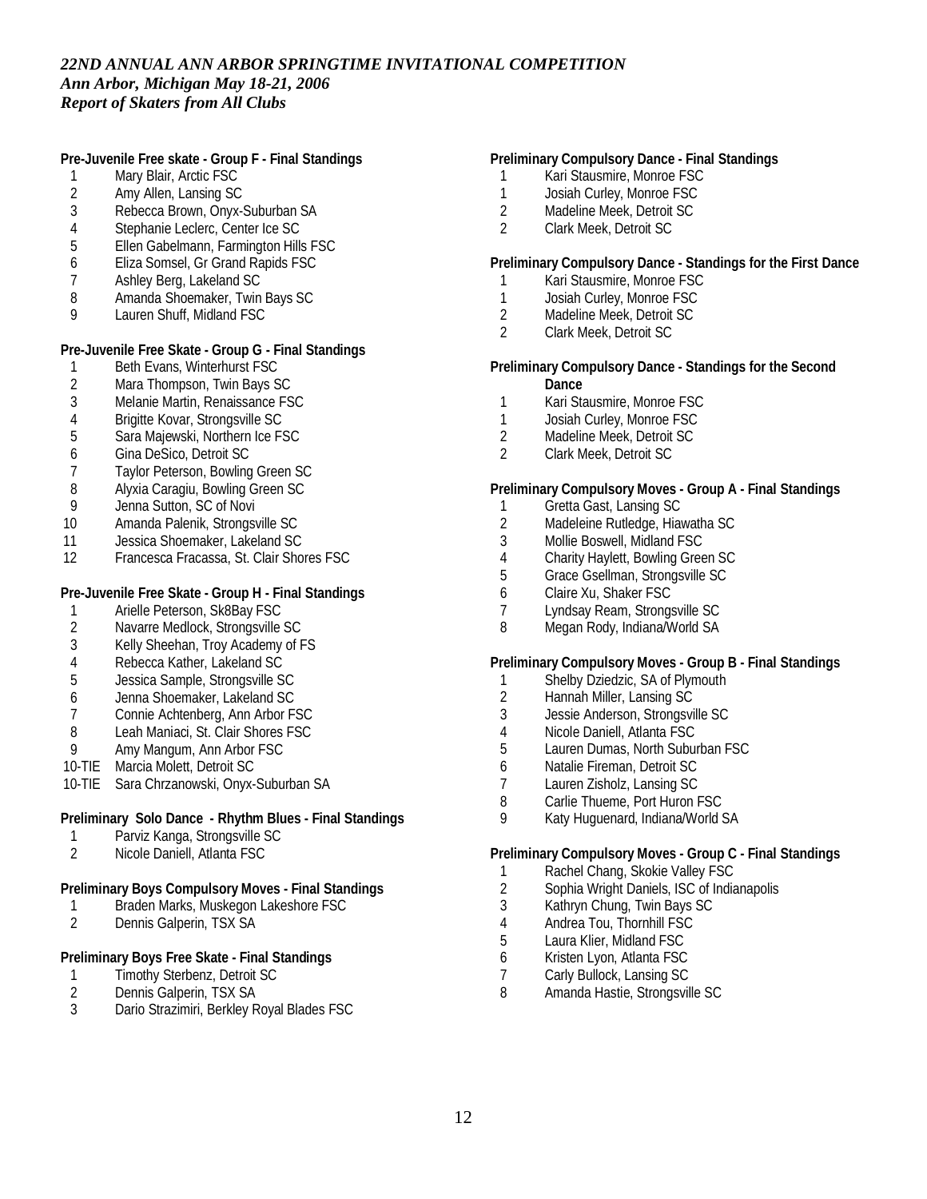*22ND ANNUAL ANN ARBOR SPRINGTIME INVITATIONAL COMPETITION*
*Ann Arbor, Michigan May 18-21, 2006*
*Report of Skaters from All Clubs*

**Pre-Juvenile Free skate - Group F - Final Standings**

1 Mary Blair, Arctic FSC
2 Amy Allen, Lansing SC
3 Rebecca Brown, Onyx-Suburban SA
4 Stephanie Leclerc, Center Ice SC
5 Ellen Gabelmann, Farmington Hills FSC
6 Eliza Somsel, Gr Grand Rapids FSC
7 Ashley Berg, Lakeland SC
8 Amanda Shoemaker, Twin Bays SC
9 Lauren Shuff, Midland FSC

**Pre-Juvenile Free Skate - Group G - Final Standings**

1 Beth Evans, Winterhurst FSC
2 Mara Thompson, Twin Bays SC
3 Melanie Martin, Renaissance FSC
4 Brigitte Kovar, Strongsville SC
5 Sara Majewski, Northern Ice FSC
6 Gina DeSico, Detroit SC
7 Taylor Peterson, Bowling Green SC
8 Alyxia Caragiu, Bowling Green SC
9 Jenna Sutton, SC of Novi
10 Amanda Palenik, Strongsville SC
11 Jessica Shoemaker, Lakeland SC
12 Francesca Fracassa, St. Clair Shores FSC

**Pre-Juvenile Free Skate - Group H - Final Standings**

1 Arielle Peterson, Sk8Bay FSC
2 Navarre Medlock, Strongsville SC
3 Kelly Sheehan, Troy Academy of FS
4 Rebecca Kather, Lakeland SC
5 Jessica Sample, Strongsville SC
6 Jenna Shoemaker, Lakeland SC
7 Connie Achtenberg, Ann Arbor FSC
8 Leah Maniaci, St. Clair Shores FSC
9 Amy Mangum, Ann Arbor FSC
10-TIE Marcia Molett, Detroit SC
10-TIE Sara Chrzanowski, Onyx-Suburban SA

**Preliminary Solo Dance - Rhythm Blues - Final Standings**

1 Parviz Kanga, Strongsville SC
2 Nicole Daniell, Atlanta FSC

**Preliminary Boys Compulsory Moves - Final Standings**

1 Braden Marks, Muskegon Lakeshore FSC
2 Dennis Galperin, TSX SA

**Preliminary Boys Free Skate - Final Standings**

1 Timothy Sterbenz, Detroit SC
2 Dennis Galperin, TSX SA
3 Dario Strazimiri, Berkley Royal Blades FSC

**Preliminary Compulsory Dance - Final Standings**

1 Kari Stausmire, Monroe FSC
1 Josiah Curley, Monroe FSC
2 Madeline Meek, Detroit SC
2 Clark Meek, Detroit SC

**Preliminary Compulsory Dance - Standings for the First Dance**

1 Kari Stausmire, Monroe FSC
1 Josiah Curley, Monroe FSC
2 Madeline Meek, Detroit SC
2 Clark Meek, Detroit SC

**Preliminary Compulsory Dance - Standings for the Second Dance**

1 Kari Stausmire, Monroe FSC
1 Josiah Curley, Monroe FSC
2 Madeline Meek, Detroit SC
2 Clark Meek, Detroit SC

**Preliminary Compulsory Moves - Group A - Final Standings**

1 Gretta Gast, Lansing SC
2 Madeleine Rutledge, Hiawatha SC
3 Mollie Boswell, Midland FSC
4 Charity Haylett, Bowling Green SC
5 Grace Gsellman, Strongsville SC
6 Claire Xu, Shaker FSC
7 Lyndsay Ream, Strongsville SC
8 Megan Rody, Indiana/World SA

**Preliminary Compulsory Moves - Group B - Final Standings**

1 Shelby Dziedzic, SA of Plymouth
2 Hannah Miller, Lansing SC
3 Jessie Anderson, Strongsville SC
4 Nicole Daniell, Atlanta FSC
5 Lauren Dumas, North Suburban FSC
6 Natalie Fireman, Detroit SC
7 Lauren Zisholz, Lansing SC
8 Carlie Thueme, Port Huron FSC
9 Katy Huguenard, Indiana/World SA

**Preliminary Compulsory Moves - Group C - Final Standings**

1 Rachel Chang, Skokie Valley FSC
2 Sophia Wright Daniels, ISC of Indianapolis
3 Kathryn Chung, Twin Bays SC
4 Andrea Tou, Thornhill FSC
5 Laura Klier, Midland FSC
6 Kristen Lyon, Atlanta FSC
7 Carly Bullock, Lansing SC
8 Amanda Hastie, Strongsville SC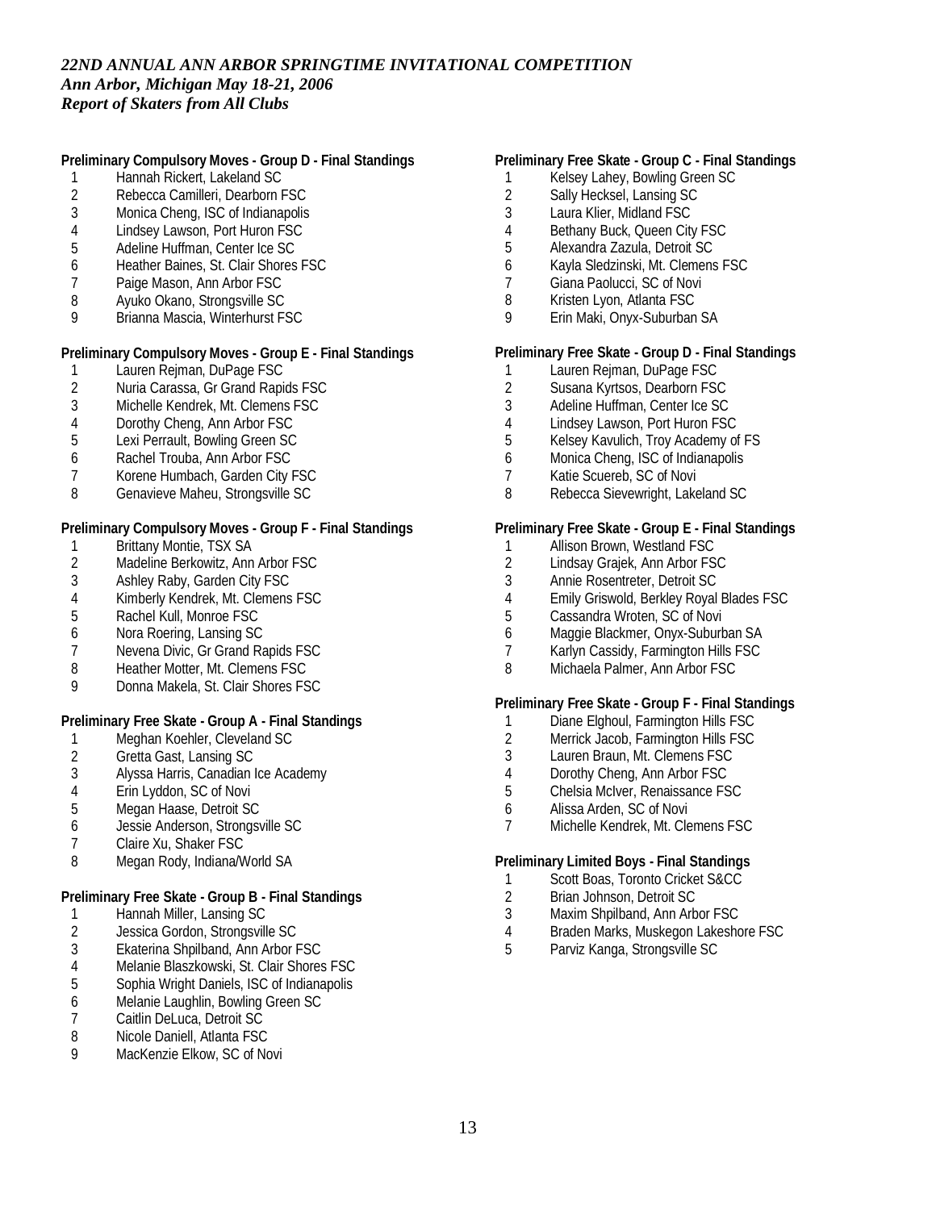*22ND ANNUAL ANN ARBOR SPRINGTIME INVITATIONAL COMPETITION*
*Ann Arbor, Michigan May 18-21, 2006*
*Report of Skaters from All Clubs*

**Preliminary Compulsory Moves - Group D - Final Standings**

1 Hannah Rickert, Lakeland SC
2 Rebecca Camilleri, Dearborn FSC
3 Monica Cheng, ISC of Indianapolis
4 Lindsey Lawson, Port Huron FSC
5 Adeline Huffman, Center Ice SC
6 Heather Baines, St. Clair Shores FSC
7 Paige Mason, Ann Arbor FSC
8 Ayuko Okano, Strongsville SC
9 Brianna Mascia, Winterhurst FSC

**Preliminary Compulsory Moves - Group E - Final Standings**

1 Lauren Rejman, DuPage FSC
2 Nuria Carassa, Gr Grand Rapids FSC
3 Michelle Kendrek, Mt. Clemens FSC
4 Dorothy Cheng, Ann Arbor FSC
5 Lexi Perrault, Bowling Green SC
6 Rachel Trouba, Ann Arbor FSC
7 Korene Humbach, Garden City FSC
8 Genavieve Maheu, Strongsville SC

**Preliminary Compulsory Moves - Group F - Final Standings**

1 Brittany Montie, TSX SA
2 Madeline Berkowitz, Ann Arbor FSC
3 Ashley Raby, Garden City FSC
4 Kimberly Kendrek, Mt. Clemens FSC
5 Rachel Kull, Monroe FSC
6 Nora Roering, Lansing SC
7 Nevena Divic, Gr Grand Rapids FSC
8 Heather Motter, Mt. Clemens FSC
9 Donna Makela, St. Clair Shores FSC

**Preliminary Free Skate - Group A - Final Standings**

1 Meghan Koehler, Cleveland SC
2 Gretta Gast, Lansing SC
3 Alyssa Harris, Canadian Ice Academy
4 Erin Lyddon, SC of Novi
5 Megan Haase, Detroit SC
6 Jessie Anderson, Strongsville SC
7 Claire Xu, Shaker FSC
8 Megan Rody, Indiana/World SA

**Preliminary Free Skate - Group B - Final Standings**

1 Hannah Miller, Lansing SC
2 Jessica Gordon, Strongsville SC
3 Ekaterina Shpilband, Ann Arbor FSC
4 Melanie Blaszkowski, St. Clair Shores FSC
5 Sophia Wright Daniels, ISC of Indianapolis
6 Melanie Laughlin, Bowling Green SC
7 Caitlin DeLuca, Detroit SC
8 Nicole Daniell, Atlanta FSC
9 MacKenzie Elkow, SC of Novi

**Preliminary Free Skate - Group C - Final Standings**

1 Kelsey Lahey, Bowling Green SC
2 Sally Hecksel, Lansing SC
3 Laura Klier, Midland FSC
4 Bethany Buck, Queen City FSC
5 Alexandra Zazula, Detroit SC
6 Kayla Sledzinski, Mt. Clemens FSC
7 Giana Paolucci, SC of Novi
8 Kristen Lyon, Atlanta FSC
9 Erin Maki, Onyx-Suburban SA

**Preliminary Free Skate - Group D - Final Standings**

1 Lauren Rejman, DuPage FSC
2 Susana Kyrtsos, Dearborn FSC
3 Adeline Huffman, Center Ice SC
4 Lindsey Lawson, Port Huron FSC
5 Kelsey Kavulich, Troy Academy of FS
6 Monica Cheng, ISC of Indianapolis
7 Katie Scuereb, SC of Novi
8 Rebecca Sievewright, Lakeland SC

**Preliminary Free Skate - Group E - Final Standings**

1 Allison Brown, Westland FSC
2 Lindsay Grajek, Ann Arbor FSC
3 Annie Rosentreter, Detroit SC
4 Emily Griswold, Berkley Royal Blades FSC
5 Cassandra Wroten, SC of Novi
6 Maggie Blackmer, Onyx-Suburban SA
7 Karlyn Cassidy, Farmington Hills FSC
8 Michaela Palmer, Ann Arbor FSC

**Preliminary Free Skate - Group F - Final Standings**

1 Diane Elghoul, Farmington Hills FSC
2 Merrick Jacob, Farmington Hills FSC
3 Lauren Braun, Mt. Clemens FSC
4 Dorothy Cheng, Ann Arbor FSC
5 Chelsia McIver, Renaissance FSC
6 Alissa Arden, SC of Novi
7 Michelle Kendrek, Mt. Clemens FSC

**Preliminary Limited Boys - Final Standings**

1 Scott Boas, Toronto Cricket S&CC
2 Brian Johnson, Detroit SC
3 Maxim Shpilband, Ann Arbor FSC
4 Braden Marks, Muskegon Lakeshore FSC
5 Parviz Kanga, Strongsville SC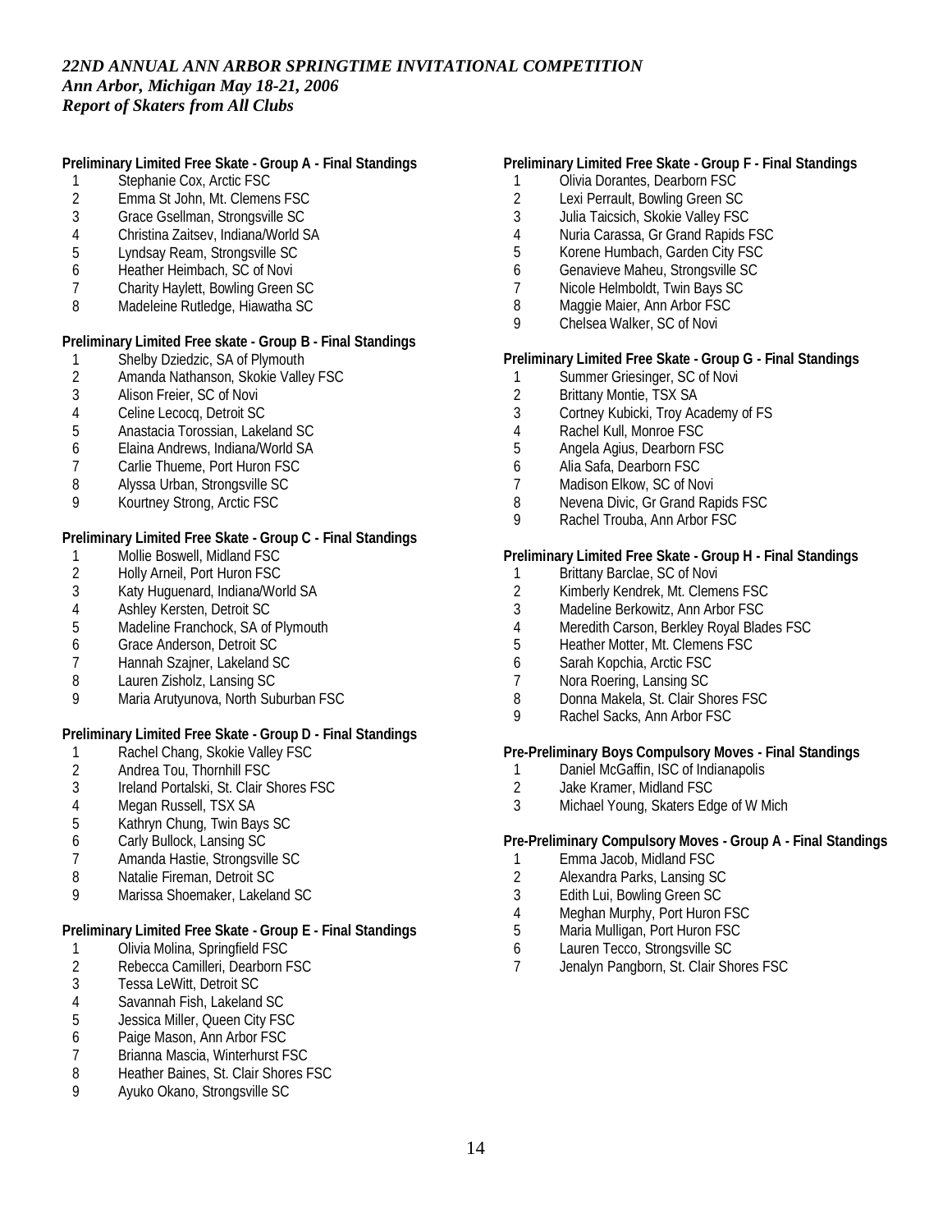*22ND ANNUAL ANN ARBOR SPRINGTIME INVITATIONAL COMPETITION*
*Ann Arbor, Michigan May 18-21, 2006*
*Report of Skaters from All Clubs*

**Preliminary Limited Free Skate - Group A - Final Standings**

1 Stephanie Cox, Arctic FSC
2 Emma St John, Mt. Clemens FSC
3 Grace Gsellman, Strongsville SC
4 Christina Zaitsev, Indiana/World SA
5 Lyndsay Ream, Strongsville SC
6 Heather Heimbach, SC of Novi
7 Charity Haylett, Bowling Green SC
8 Madeleine Rutledge, Hiawatha SC

**Preliminary Limited Free skate - Group B - Final Standings**

1 Shelby Dziedzic, SA of Plymouth
2 Amanda Nathanson, Skokie Valley FSC
3 Alison Freier, SC of Novi
4 Celine Lecocq, Detroit SC
5 Anastacia Torossian, Lakeland SC
6 Elaina Andrews, Indiana/World SA
7 Carlie Thueme, Port Huron FSC
8 Alyssa Urban, Strongsville SC
9 Kourtney Strong, Arctic FSC

**Preliminary Limited Free Skate - Group C - Final Standings**

1 Mollie Boswell, Midland FSC
2 Holly Arneil, Port Huron FSC
3 Katy Huguenard, Indiana/World SA
4 Ashley Kersten, Detroit SC
5 Madeline Franchock, SA of Plymouth
6 Grace Anderson, Detroit SC
7 Hannah Szajner, Lakeland SC
8 Lauren Zisholz, Lansing SC
9 Maria Arutyunova, North Suburban FSC

**Preliminary Limited Free Skate - Group D - Final Standings**

1 Rachel Chang, Skokie Valley FSC
2 Andrea Tou, Thornhill FSC
3 Ireland Portalski, St. Clair Shores FSC
4 Megan Russell, TSX SA
5 Kathryn Chung, Twin Bays SC
6 Carly Bullock, Lansing SC
7 Amanda Hastie, Strongsville SC
8 Natalie Fireman, Detroit SC
9 Marissa Shoemaker, Lakeland SC

**Preliminary Limited Free Skate - Group E - Final Standings**

1 Olivia Molina, Springfield FSC
2 Rebecca Camilleri, Dearborn FSC
3 Tessa LeWitt, Detroit SC
4 Savannah Fish, Lakeland SC
5 Jessica Miller, Queen City FSC
6 Paige Mason, Ann Arbor FSC
7 Brianna Mascia, Winterhurst FSC
8 Heather Baines, St. Clair Shores FSC
9 Ayuko Okano, Strongsville SC

**Preliminary Limited Free Skate - Group F - Final Standings**

1 Olivia Dorantes, Dearborn FSC
2 Lexi Perrault, Bowling Green SC
3 Julia Taicsich, Skokie Valley FSC
4 Nuria Carassa, Gr Grand Rapids FSC
5 Korene Humbach, Garden City FSC
6 Genavieve Maheu, Strongsville SC
7 Nicole Helmboldt, Twin Bays SC
8 Maggie Maier, Ann Arbor FSC
9 Chelsea Walker, SC of Novi

**Preliminary Limited Free Skate - Group G - Final Standings**

1 Summer Griesinger, SC of Novi
2 Brittany Montie, TSX SA
3 Cortney Kubicki, Troy Academy of FS
4 Rachel Kull, Monroe FSC
5 Angela Agius, Dearborn FSC
6 Alia Safa, Dearborn FSC
7 Madison Elkow, SC of Novi
8 Nevena Divic, Gr Grand Rapids FSC
9 Rachel Trouba, Ann Arbor FSC

**Preliminary Limited Free Skate - Group H - Final Standings**

1 Brittany Barclae, SC of Novi
2 Kimberly Kendrek, Mt. Clemens FSC
3 Madeline Berkowitz, Ann Arbor FSC
4 Meredith Carson, Berkley Royal Blades FSC
5 Heather Motter, Mt. Clemens FSC
6 Sarah Kopchia, Arctic FSC
7 Nora Roering, Lansing SC
8 Donna Makela, St. Clair Shores FSC
9 Rachel Sacks, Ann Arbor FSC

**Pre-Preliminary Boys Compulsory Moves - Final Standings**

1 Daniel McGaffin, ISC of Indianapolis
2 Jake Kramer, Midland FSC
3 Michael Young, Skaters Edge of W Mich

**Pre-Preliminary Compulsory Moves - Group A - Final Standings**

1 Emma Jacob, Midland FSC
2 Alexandra Parks, Lansing SC
3 Edith Lui, Bowling Green SC
4 Meghan Murphy, Port Huron FSC
5 Maria Mulligan, Port Huron FSC
6 Lauren Tecco, Strongsville SC
7 Jenalyn Pangborn, St. Clair Shores FSC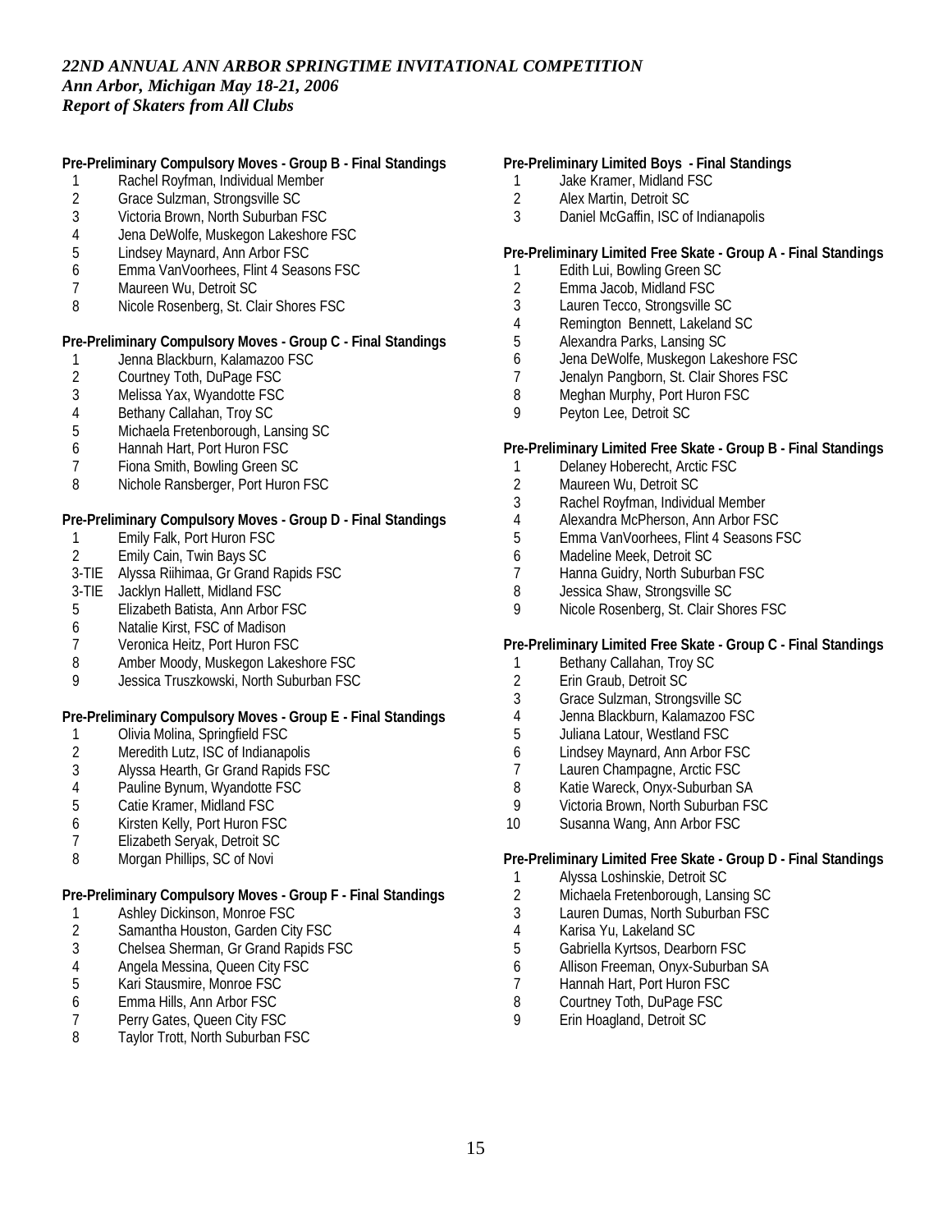*22ND ANNUAL ANN ARBOR SPRINGTIME INVITATIONAL COMPETITION*
*Ann Arbor, Michigan May 18-21, 2006*
*Report of Skaters from All Clubs*

**Pre-Preliminary Compulsory Moves - Group B - Final Standings**

1 Rachel Royfman, Individual Member
2 Grace Sulzman, Strongsville SC
3 Victoria Brown, North Suburban FSC
4 Jena DeWolfe, Muskegon Lakeshore FSC
5 Lindsey Maynard, Ann Arbor FSC
6 Emma VanVoorhees, Flint 4 Seasons FSC
7 Maureen Wu, Detroit SC
8 Nicole Rosenberg, St. Clair Shores FSC

**Pre-Preliminary Compulsory Moves - Group C - Final Standings**

1 Jenna Blackburn, Kalamazoo FSC
2 Courtney Toth, DuPage FSC
3 Melissa Yax, Wyandotte FSC
4 Bethany Callahan, Troy SC
5 Michaela Fretenborough, Lansing SC
6 Hannah Hart, Port Huron FSC
7 Fiona Smith, Bowling Green SC
8 Nichole Ransberger, Port Huron FSC

**Pre-Preliminary Compulsory Moves - Group D - Final Standings**

1 Emily Falk, Port Huron FSC
2 Emily Cain, Twin Bays SC
3-TIE Alyssa Riihimaa, Gr Grand Rapids FSC
3-TIE Jacklyn Hallett, Midland FSC
5 Elizabeth Batista, Ann Arbor FSC
6 Natalie Kirst, FSC of Madison
7 Veronica Heitz, Port Huron FSC
8 Amber Moody, Muskegon Lakeshore FSC
9 Jessica Truszkowski, North Suburban FSC

**Pre-Preliminary Compulsory Moves - Group E - Final Standings**

1 Olivia Molina, Springfield FSC
2 Meredith Lutz, ISC of Indianapolis
3 Alyssa Hearth, Gr Grand Rapids FSC
4 Pauline Bynum, Wyandotte FSC
5 Catie Kramer, Midland FSC
6 Kirsten Kelly, Port Huron FSC
7 Elizabeth Seryak, Detroit SC
8 Morgan Phillips, SC of Novi

**Pre-Preliminary Compulsory Moves - Group F - Final Standings**

1 Ashley Dickinson, Monroe FSC
2 Samantha Houston, Garden City FSC
3 Chelsea Sherman, Gr Grand Rapids FSC
4 Angela Messina, Queen City FSC
5 Kari Stausmire, Monroe FSC
6 Emma Hills, Ann Arbor FSC
7 Perry Gates, Queen City FSC
8 Taylor Trott, North Suburban FSC

**Pre-Preliminary Limited Boys - Final Standings**

1 Jake Kramer, Midland FSC
2 Alex Martin, Detroit SC
3 Daniel McGaffin, ISC of Indianapolis

**Pre-Preliminary Limited Free Skate - Group A - Final Standings**

1 Edith Lui, Bowling Green SC
2 Emma Jacob, Midland FSC
3 Lauren Tecco, Strongsville SC
4 Remington Bennett, Lakeland SC
5 Alexandra Parks, Lansing SC
6 Jena DeWolfe, Muskegon Lakeshore FSC
7 Jenalyn Pangborn, St. Clair Shores FSC
8 Meghan Murphy, Port Huron FSC
9 Peyton Lee, Detroit SC

**Pre-Preliminary Limited Free Skate - Group B - Final Standings**

1 Delaney Hoberecht, Arctic FSC
2 Maureen Wu, Detroit SC
3 Rachel Royfman, Individual Member
4 Alexandra McPherson, Ann Arbor FSC
5 Emma VanVoorhees, Flint 4 Seasons FSC
6 Madeline Meek, Detroit SC
7 Hanna Guidry, North Suburban FSC
8 Jessica Shaw, Strongsville SC
9 Nicole Rosenberg, St. Clair Shores FSC

**Pre-Preliminary Limited Free Skate - Group C - Final Standings**

1 Bethany Callahan, Troy SC
2 Erin Graub, Detroit SC
3 Grace Sulzman, Strongsville SC
4 Jenna Blackburn, Kalamazoo FSC
5 Juliana Latour, Westland FSC
6 Lindsey Maynard, Ann Arbor FSC
7 Lauren Champagne, Arctic FSC
8 Katie Wareck, Onyx-Suburban SA
9 Victoria Brown, North Suburban FSC
10 Susanna Wang, Ann Arbor FSC

**Pre-Preliminary Limited Free Skate - Group D - Final Standings**

1 Alyssa Loshinskie, Detroit SC
2 Michaela Fretenborough, Lansing SC
3 Lauren Dumas, North Suburban FSC
4 Karisa Yu, Lakeland SC
5 Gabriella Kyrtsos, Dearborn FSC
6 Allison Freeman, Onyx-Suburban SA
7 Hannah Hart, Port Huron FSC
8 Courtney Toth, DuPage FSC
9 Erin Hoagland, Detroit SC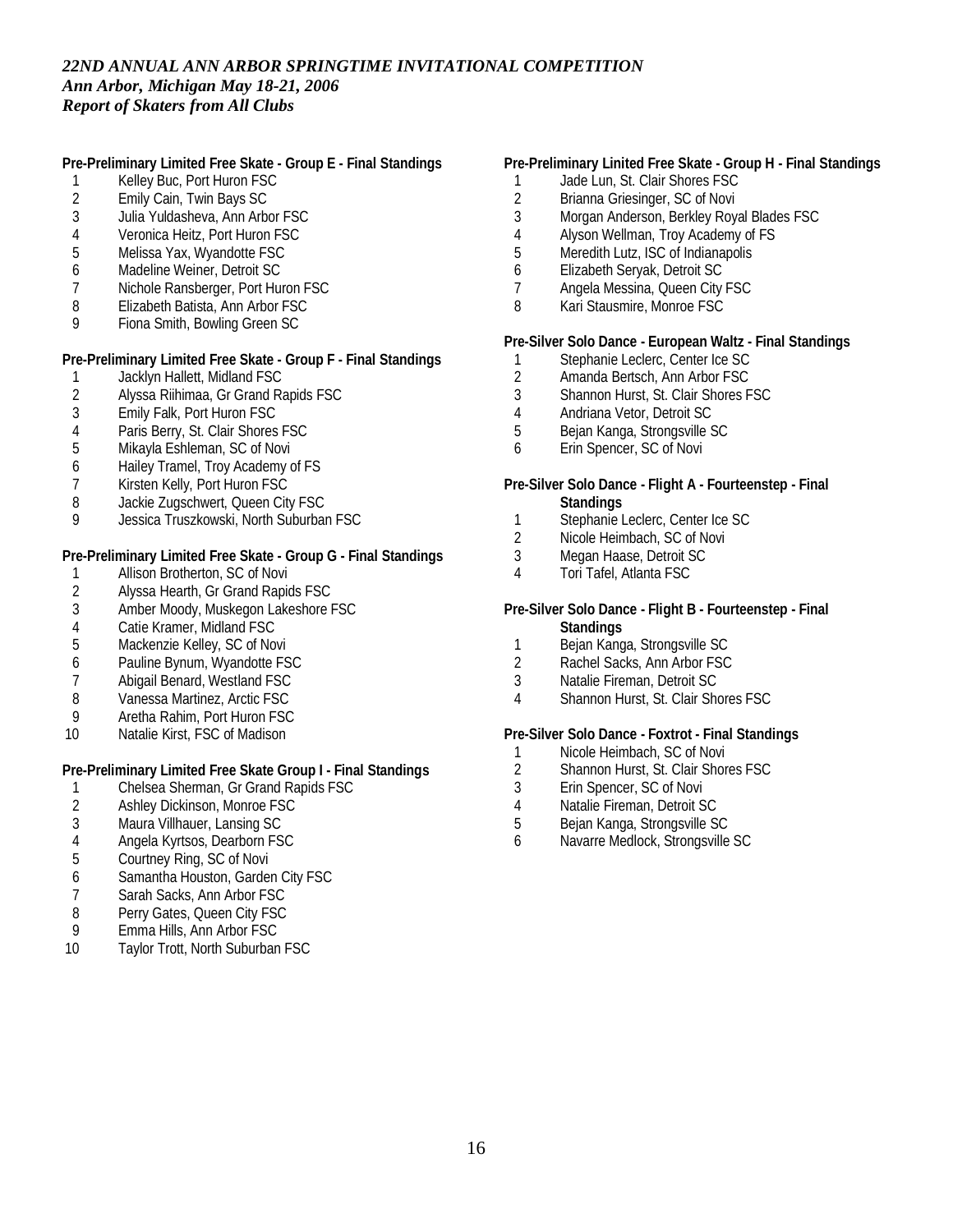*22ND ANNUAL ANN ARBOR SPRINGTIME INVITATIONAL COMPETITION*
*Ann Arbor, Michigan May 18-21, 2006*
*Report of Skaters from All Clubs*

**Pre-Preliminary Limited Free Skate - Group E - Final Standings**

1. Kelley Buc, Port Huron FSC
2. Emily Cain, Twin Bays SC
3. Julia Yuldasheva, Ann Arbor FSC
4. Veronica Heitz, Port Huron FSC
5. Melissa Yax, Wyandotte FSC
6. Madeline Weiner, Detroit SC
7. Nichole Ransberger, Port Huron FSC
8. Elizabeth Batista, Ann Arbor FSC
9. Fiona Smith, Bowling Green SC

**Pre-Preliminary Limited Free Skate - Group F - Final Standings**

1. Jacklyn Hallett, Midland FSC
2. Alyssa Riihimaa, Gr Grand Rapids FSC
3. Emily Falk, Port Huron FSC
4. Paris Berry, St. Clair Shores FSC
5. Mikayla Eshleman, SC of Novi
6. Hailey Tramel, Troy Academy of FS
7. Kirsten Kelly, Port Huron FSC
8. Jackie Zugschwert, Queen City FSC
9. Jessica Truszkowski, North Suburban FSC

**Pre-Preliminary Limited Free Skate - Group G - Final Standings**

1. Allison Brotherton, SC of Novi
2. Alyssa Hearth, Gr Grand Rapids FSC
3. Amber Moody, Muskegon Lakeshore FSC
4. Catie Kramer, Midland FSC
5. Mackenzie Kelley, SC of Novi
6. Pauline Bynum, Wyandotte FSC
7. Abigail Benard, Westland FSC
8. Vanessa Martinez, Arctic FSC
9. Aretha Rahim, Port Huron FSC
10. Natalie Kirst, FSC of Madison

**Pre-Preliminary Limited Free Skate Group I - Final Standings**

1. Chelsea Sherman, Gr Grand Rapids FSC
2. Ashley Dickinson, Monroe FSC
3. Maura Villhauer, Lansing SC
4. Angela Kyrtsos, Dearborn FSC
5. Courtney Ring, SC of Novi
6. Samantha Houston, Garden City FSC
7. Sarah Sacks, Ann Arbor FSC
8. Perry Gates, Queen City FSC
9. Emma Hills, Ann Arbor FSC
10. Taylor Trott, North Suburban FSC

**Pre-Preliminary Linited Free Skate - Group H - Final Standings**

1. Jade Lun, St. Clair Shores FSC
2. Brianna Griesinger, SC of Novi
3. Morgan Anderson, Berkley Royal Blades FSC
4. Alyson Wellman, Troy Academy of FS
5. Meredith Lutz, ISC of Indianapolis
6. Elizabeth Seryak, Detroit SC
7. Angela Messina, Queen City FSC
8. Kari Stausmire, Monroe FSC

**Pre-Silver Solo Dance - European Waltz - Final Standings**

1. Stephanie Leclerc, Center Ice SC
2. Amanda Bertsch, Ann Arbor FSC
3. Shannon Hurst, St. Clair Shores FSC
4. Andriana Vetor, Detroit SC
5. Bejan Kanga, Strongsville SC
6. Erin Spencer, SC of Novi

**Pre-Silver Solo Dance - Flight A - Fourteenstep - Final Standings**

1. Stephanie Leclerc, Center Ice SC
2. Nicole Heimbach, SC of Novi
3. Megan Haase, Detroit SC
4. Tori Tafel, Atlanta FSC

**Pre-Silver Solo Dance - Flight B - Fourteenstep - Final Standings**

1. Bejan Kanga, Strongsville SC
2. Rachel Sacks, Ann Arbor FSC
3. Natalie Fireman, Detroit SC
4. Shannon Hurst, St. Clair Shores FSC

**Pre-Silver Solo Dance - Foxtrot - Final Standings**

1. Nicole Heimbach, SC of Novi
2. Shannon Hurst, St. Clair Shores FSC
3. Erin Spencer, SC of Novi
4. Natalie Fireman, Detroit SC
5. Bejan Kanga, Strongsville SC
6. Navarre Medlock, Strongsville SC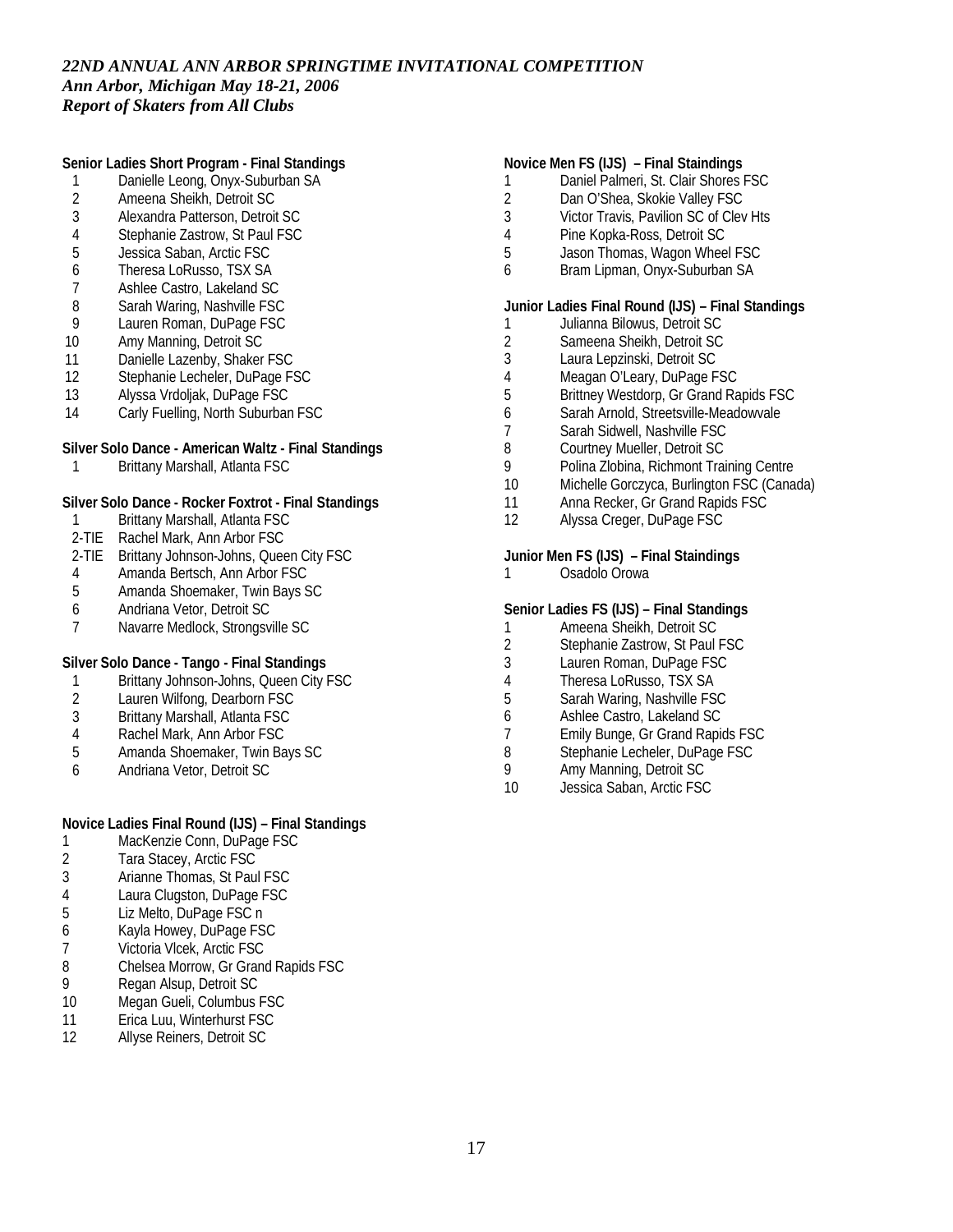*22ND ANNUAL ANN ARBOR SPRINGTIME INVITATIONAL COMPETITION*
*Ann Arbor, Michigan May 18-21, 2006*
*Report of Skaters from All Clubs*

**Senior Ladies Short Program - Final Standings**

1 Danielle Leong, Onyx-Suburban SA
2 Ameena Sheikh, Detroit SC
3 Alexandra Patterson, Detroit SC
4 Stephanie Zastrow, St Paul FSC
5 Jessica Saban, Arctic FSC
6 Theresa LoRusso, TSX SA
7 Ashlee Castro, Lakeland SC
8 Sarah Waring, Nashville FSC
9 Lauren Roman, DuPage FSC
10 Amy Manning, Detroit SC
11 Danielle Lazenby, Shaker FSC
12 Stephanie Lecheler, DuPage FSC
13 Alyssa Vrdoljak, DuPage FSC
14 Carly Fuelling, North Suburban FSC

**Silver Solo Dance - American Waltz - Final Standings**

1 Brittany Marshall, Atlanta FSC

**Silver Solo Dance - Rocker Foxtrot - Final Standings**

1 Brittany Marshall, Atlanta FSC
2-TIE Rachel Mark, Ann Arbor FSC
2-TIE Brittany Johnson-Johns, Queen City FSC
4 Amanda Bertsch, Ann Arbor FSC
5 Amanda Shoemaker, Twin Bays SC
6 Andriana Vetor, Detroit SC
7 Navarre Medlock, Strongsville SC

**Silver Solo Dance - Tango - Final Standings**

1 Brittany Johnson-Johns, Queen City FSC
2 Lauren Wilfong, Dearborn FSC
3 Brittany Marshall, Atlanta FSC
4 Rachel Mark, Ann Arbor FSC
5 Amanda Shoemaker, Twin Bays SC
6 Andriana Vetor, Detroit SC

**Novice Ladies Final Round (IJS) – Final Standings**

1 MacKenzie Conn, DuPage FSC
2 Tara Stacey, Arctic FSC
3 Arianne Thomas, St Paul FSC
4 Laura Clugston, DuPage FSC
5 Liz Melto, DuPage FSC n
6 Kayla Howey, DuPage FSC
7 Victoria Vlcek, Arctic FSC
8 Chelsea Morrow, Gr Grand Rapids FSC
9 Regan Alsup, Detroit SC
10 Megan Gueli, Columbus FSC
11 Erica Luu, Winterhurst FSC
12 Allyse Reiners, Detroit SC

**Novice Men FS (IJS) – Final Staindings**

1 Daniel Palmeri, St. Clair Shores FSC
2 Dan O'Shea, Skokie Valley FSC
3 Victor Travis, Pavilion SC of Clev Hts
4 Pine Kopka-Ross, Detroit SC
5 Jason Thomas, Wagon Wheel FSC
6 Bram Lipman, Onyx-Suburban SA

**Junior Ladies Final Round (IJS) – Final Standings**

1 Julianna Bilowus, Detroit SC
2 Sameena Sheikh, Detroit SC
3 Laura Lepzinski, Detroit SC
4 Meagan O'Leary, DuPage FSC
5 Brittney Westdorp, Gr Grand Rapids FSC
6 Sarah Arnold, Streetsville-Meadowvale
7 Sarah Sidwell, Nashville FSC
8 Courtney Mueller, Detroit SC
9 Polina Zlobina, Richmont Training Centre
10 Michelle Gorczyca, Burlington FSC (Canada)
11 Anna Recker, Gr Grand Rapids FSC
12 Alyssa Creger, DuPage FSC

**Junior Men FS (IJS) – Final Staindings**

1 Osadolo Orowa

**Senior Ladies FS (IJS) – Final Standings**

1 Ameena Sheikh, Detroit SC
2 Stephanie Zastrow, St Paul FSC
3 Lauren Roman, DuPage FSC
4 Theresa LoRusso, TSX SA
5 Sarah Waring, Nashville FSC
6 Ashlee Castro, Lakeland SC
7 Emily Bunge, Gr Grand Rapids FSC
8 Stephanie Lecheler, DuPage FSC
9 Amy Manning, Detroit SC
10 Jessica Saban, Arctic FSC